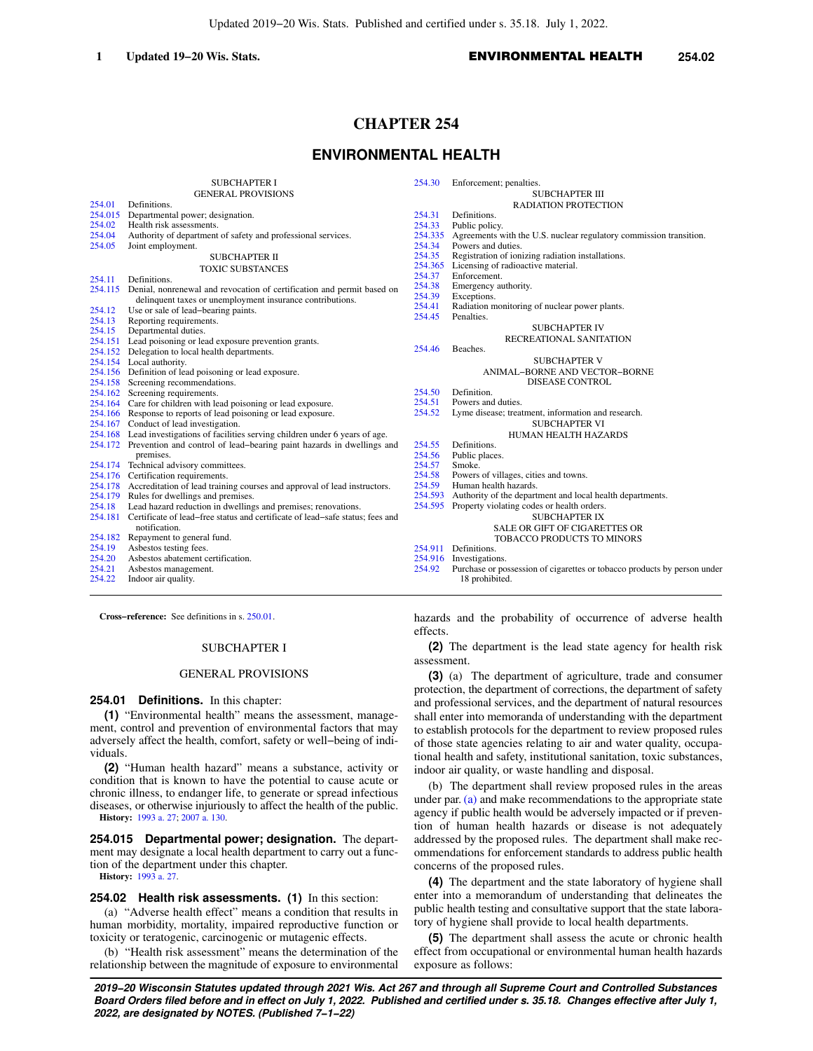# CHAPTER 254

# ENVIRONMENTAL HEALTH

SUBCHAPTER I
GENERAL PROVISIONS

254.01 Definitions.
254.015 Departmental power; designation.
254.02 Health risk assessments.
254.04 Authority of department of safety and professional services.
254.05 Joint employment.

SUBCHAPTER II
TOXIC SUBSTANCES

254.11 Definitions.
254.115 Denial, nonrenewal and revocation of certification and permit based on delinquent taxes or unemployment insurance contributions.
254.12 Use or sale of lead−bearing paints.
254.13 Reporting requirements.
254.15 Departmental duties.
254.151 Lead poisoning or lead exposure prevention grants.
254.152 Delegation to local health departments.
254.154 Local authority.
254.156 Definition of lead poisoning or lead exposure.
254.158 Screening recommendations.
254.162 Screening requirements.
254.164 Care for children with lead poisoning or lead exposure.
254.166 Response to reports of lead poisoning or lead exposure.
254.167 Conduct of lead investigation.
254.168 Lead investigations of facilities serving children under 6 years of age.
254.172 Prevention and control of lead−bearing paint hazards in dwellings and premises.
254.174 Technical advisory committees.
254.176 Certification requirements.
254.178 Accreditation of lead training courses and approval of lead instructors.
254.179 Rules for dwellings and premises.
254.18 Lead hazard reduction in dwellings and premises; renovations.
254.181 Certificate of lead−free status and certificate of lead−safe status; fees and notification.
254.182 Repayment to general fund.
254.19 Asbestos testing fees.
254.20 Asbestos abatement certification.
254.21 Asbestos management.
254.22 Indoor air quality.
254.30 Enforcement; penalties.

SUBCHAPTER III
RADIATION PROTECTION

254.31 Definitions.
254.33 Public policy.
254.335 Agreements with the U.S. nuclear regulatory commission transition.
254.34 Powers and duties.
254.35 Registration of ionizing radiation installations.
254.365 Licensing of radioactive material.
254.37 Enforcement.
254.38 Emergency authority.
254.39 Exceptions.
254.41 Radiation monitoring of nuclear power plants.
254.45 Penalties.

SUBCHAPTER IV
RECREATIONAL SANITATION

254.46 Beaches.

SUBCHAPTER V
ANIMAL−BORNE AND VECTOR−BORNE DISEASE CONTROL

254.50 Definition.
254.51 Powers and duties.
254.52 Lyme disease; treatment, information and research.

SUBCHAPTER VI
HUMAN HEALTH HAZARDS

254.55 Definitions.
254.56 Public places.
254.57 Smoke.
254.58 Powers of villages, cities and towns.
254.59 Human health hazards.
254.593 Authority of the department and local health departments.
254.595 Property violating codes or health orders.

SUBCHAPTER IX
SALE OR GIFT OF CIGARETTES OR TOBACCO PRODUCTS TO MINORS

254.911 Definitions.
254.916 Investigations.
254.92 Purchase or possession of cigarettes or tobacco products by person under 18 prohibited.

---

**Cross−reference:** See definitions in s. 250.01.

## SUBCHAPTER I

## GENERAL PROVISIONS

**254.01 Definitions.** In this chapter:

**(1)** "Environmental health" means the assessment, management, control and prevention of environmental factors that may adversely affect the health, comfort, safety or well−being of individuals.

**(2)** "Human health hazard" means a substance, activity or condition that is known to have the potential to cause acute or chronic illness, to endanger life, to generate or spread infectious diseases, or otherwise injuriously to affect the health of the public.

**History:** 1993 a. 27; 2007 a. 130.

**254.015 Departmental power; designation.** The department may designate a local health department to carry out a function of the department under this chapter.

**History:** 1993 a. 27.

**254.02 Health risk assessments.** **(1)** In this section:

(a) "Adverse health effect" means a condition that results in human morbidity, mortality, impaired reproductive function or toxicity or teratogenic, carcinogenic or mutagenic effects.

(b) "Health risk assessment" means the determination of the relationship between the magnitude of exposure to environmental hazards and the probability of occurrence of adverse health effects.

**(2)** The department is the lead state agency for health risk assessment.

**(3)** (a) The department of agriculture, trade and consumer protection, the department of corrections, the department of safety and professional services, and the department of natural resources shall enter into memoranda of understanding with the department to establish protocols for the department to review proposed rules of those state agencies relating to air and water quality, occupational health and safety, institutional sanitation, toxic substances, indoor air quality, or waste handling and disposal.

(b) The department shall review proposed rules in the areas under par. (a) and make recommendations to the appropriate state agency if public health would be adversely impacted or if prevention of human health hazards or disease is not adequately addressed by the proposed rules. The department shall make recommendations for enforcement standards to address public health concerns of the proposed rules.

**(4)** The department and the state laboratory of hygiene shall enter into a memorandum of understanding that delineates the public health testing and consultative support that the state laboratory of hygiene shall provide to local health departments.

**(5)** The department shall assess the acute or chronic health effect from occupational or environmental human health hazards exposure as follows: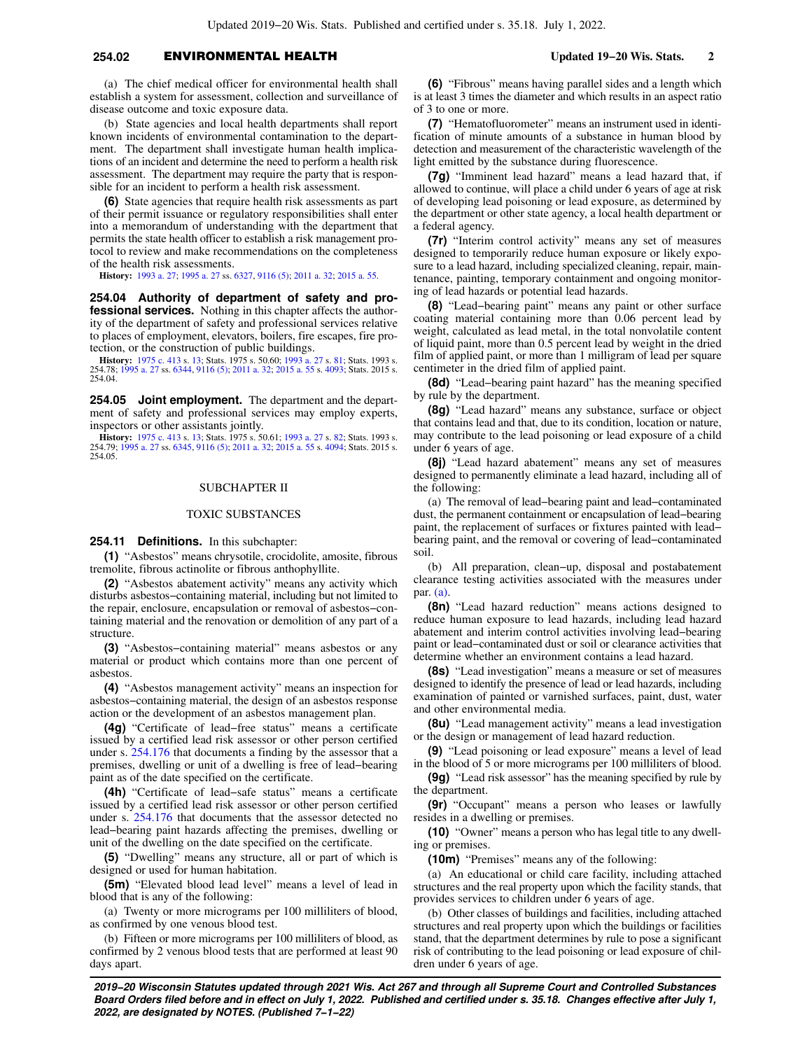(a) The chief medical officer for environmental health shall establish a system for assessment, collection and surveillance of disease outcome and toxic exposure data.

(b) State agencies and local health departments shall report known incidents of environmental contamination to the department. The department shall investigate human health implications of an incident and determine the need to perform a health risk assessment. The department may require the party that is responsible for an incident to perform a health risk assessment.

**(6)** State agencies that require health risk assessments as part of their permit issuance or regulatory responsibilities shall enter into a memorandum of understanding with the department that permits the state health officer to establish a risk management protocol to review and make recommendations on the completeness of the health risk assessments.

**History:** 1993 a. 27; 1995 a. 27 ss. 6327, 9116 (5); 2011 a. 32; 2015 a. 55.

**254.04 Authority of department of safety and professional services.** Nothing in this chapter affects the authority of the department of safety and professional services relative to places of employment, elevators, boilers, fire escapes, fire protection, or the construction of public buildings.

**History:** 1975 c. 413 s. 13; Stats. 1975 s. 50.60; 1993 a. 27 s. 81; Stats. 1993 s. 254.78; 1995 a. 27 ss. 6344, 9116 (5); 2011 a. 32; 2015 a. 55 s. 4093; Stats. 2015 s. 254.04.

**254.05 Joint employment.** The department and the department of safety and professional services may employ experts, inspectors or other assistants jointly.

**History:** 1975 c. 413 s. 13; Stats. 1975 s. 50.61; 1993 a. 27 s. 82; Stats. 1993 s. 254.79; 1995 a. 27 ss. 6345, 9116 (5); 2011 a. 32; 2015 a. 55 s. 4094; Stats. 2015 s. 254.05.

## SUBCHAPTER II

## TOXIC SUBSTANCES

**254.11 Definitions.** In this subchapter:

**(1)** "Asbestos" means chrysotile, crocidolite, amosite, fibrous tremolite, fibrous actinolite or fibrous anthophyllite.

**(2)** "Asbestos abatement activity" means any activity which disturbs asbestos−containing material, including but not limited to the repair, enclosure, encapsulation or removal of asbestos−containing material and the renovation or demolition of any part of a structure.

**(3)** "Asbestos−containing material" means asbestos or any material or product which contains more than one percent of asbestos.

**(4)** "Asbestos management activity" means an inspection for asbestos−containing material, the design of an asbestos response action or the development of an asbestos management plan.

**(4g)** "Certificate of lead−free status" means a certificate issued by a certified lead risk assessor or other person certified under s. 254.176 that documents a finding by the assessor that a premises, dwelling or unit of a dwelling is free of lead−bearing paint as of the date specified on the certificate.

**(4h)** "Certificate of lead−safe status" means a certificate issued by a certified lead risk assessor or other person certified under s. 254.176 that documents that the assessor detected no lead−bearing paint hazards affecting the premises, dwelling or unit of the dwelling on the date specified on the certificate.

**(5)** "Dwelling" means any structure, all or part of which is designed or used for human habitation.

**(5m)** "Elevated blood lead level" means a level of lead in blood that is any of the following:

(a) Twenty or more micrograms per 100 milliliters of blood, as confirmed by one venous blood test.

(b) Fifteen or more micrograms per 100 milliliters of blood, as confirmed by 2 venous blood tests that are performed at least 90 days apart.

**(6)** "Fibrous" means having parallel sides and a length which is at least 3 times the diameter and which results in an aspect ratio of 3 to one or more.

**(7)** "Hematofluorometer" means an instrument used in identification of minute amounts of a substance in human blood by detection and measurement of the characteristic wavelength of the light emitted by the substance during fluorescence.

**(7g)** "Imminent lead hazard" means a lead hazard that, if allowed to continue, will place a child under 6 years of age at risk of developing lead poisoning or lead exposure, as determined by the department or other state agency, a local health department or a federal agency.

**(7r)** "Interim control activity" means any set of measures designed to temporarily reduce human exposure or likely exposure to a lead hazard, including specialized cleaning, repair, maintenance, painting, temporary containment and ongoing monitoring of lead hazards or potential lead hazards.

**(8)** "Lead−bearing paint" means any paint or other surface coating material containing more than 0.06 percent lead by weight, calculated as lead metal, in the total nonvolatile content of liquid paint, more than 0.5 percent lead by weight in the dried film of applied paint, or more than 1 milligram of lead per square centimeter in the dried film of applied paint.

**(8d)** "Lead−bearing paint hazard" has the meaning specified by rule by the department.

**(8g)** "Lead hazard" means any substance, surface or object that contains lead and that, due to its condition, location or nature, may contribute to the lead poisoning or lead exposure of a child under 6 years of age.

**(8j)** "Lead hazard abatement" means any set of measures designed to permanently eliminate a lead hazard, including all of the following:

(a) The removal of lead−bearing paint and lead−contaminated dust, the permanent containment or encapsulation of lead−bearing paint, the replacement of surfaces or fixtures painted with lead−bearing paint, and the removal or covering of lead−contaminated soil.

(b) All preparation, clean−up, disposal and postabatement clearance testing activities associated with the measures under par. (a).

**(8n)** "Lead hazard reduction" means actions designed to reduce human exposure to lead hazards, including lead hazard abatement and interim control activities involving lead−bearing paint or lead−contaminated dust or soil or clearance activities that determine whether an environment contains a lead hazard.

**(8s)** "Lead investigation" means a measure or set of measures designed to identify the presence of lead or lead hazards, including examination of painted or varnished surfaces, paint, dust, water and other environmental media.

**(8u)** "Lead management activity" means a lead investigation or the design or management of lead hazard reduction.

**(9)** "Lead poisoning or lead exposure" means a level of lead in the blood of 5 or more micrograms per 100 milliliters of blood.

**(9g)** "Lead risk assessor" has the meaning specified by rule by the department.

**(9r)** "Occupant" means a person who leases or lawfully resides in a dwelling or premises.

**(10)** "Owner" means a person who has legal title to any dwelling or premises.

**(10m)** "Premises" means any of the following:

(a) An educational or child care facility, including attached structures and the real property upon which the facility stands, that provides services to children under 6 years of age.

(b) Other classes of buildings and facilities, including attached structures and real property upon which the buildings or facilities stand, that the department determines by rule to pose a significant risk of contributing to the lead poisoning or lead exposure of children under 6 years of age.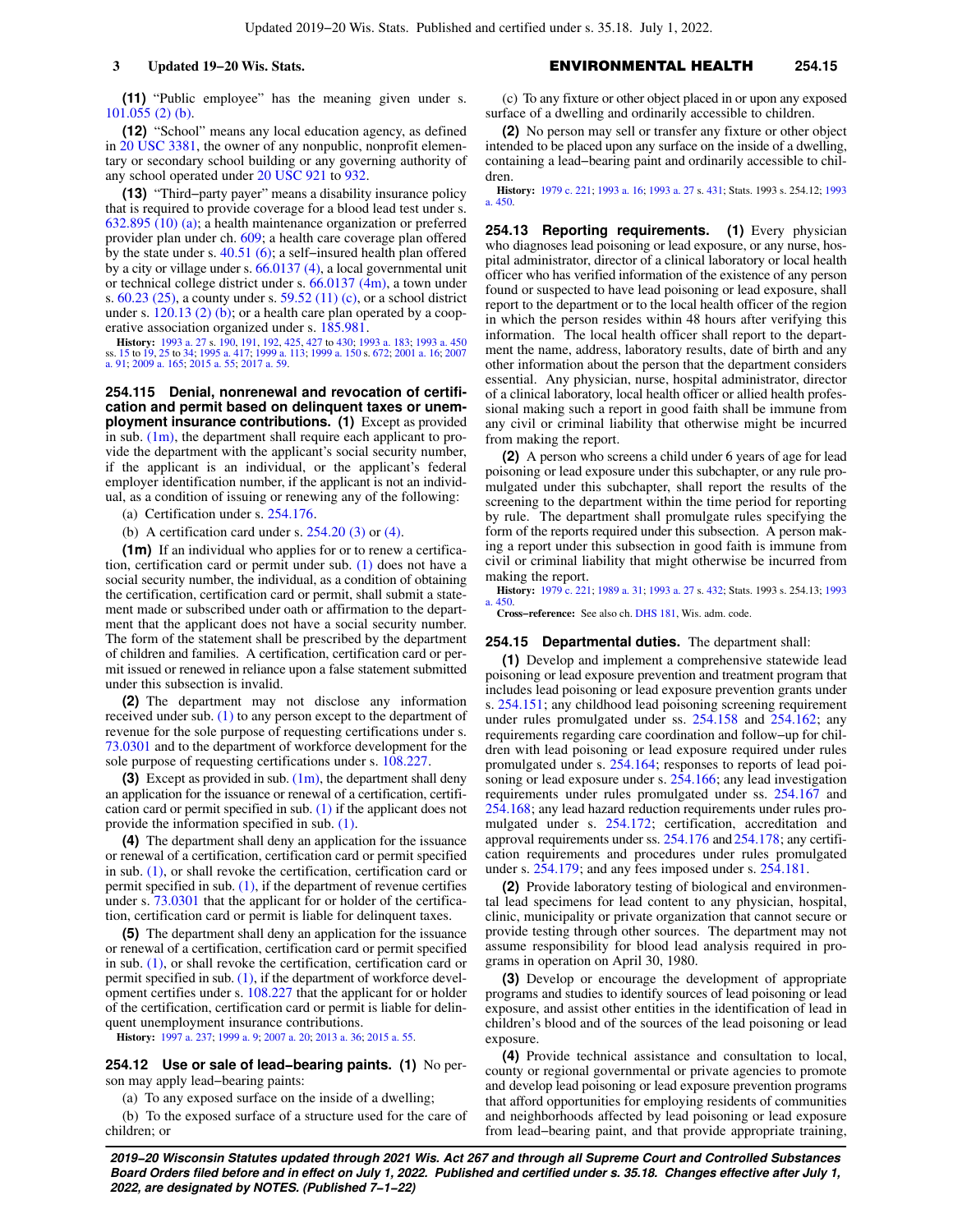**(11)** "Public employee" has the meaning given under s. 101.055 (2) (b).

**(12)** "School" means any local education agency, as defined in 20 USC 3381, the owner of any nonpublic, nonprofit elementary or secondary school building or any governing authority of any school operated under 20 USC 921 to 932.

**(13)** "Third−party payer" means a disability insurance policy that is required to provide coverage for a blood lead test under s. 632.895 (10) (a); a health maintenance organization or preferred provider plan under ch. 609; a health care coverage plan offered by the state under s. 40.51 (6); a self−insured health plan offered by a city or village under s. 66.0137 (4), a local governmental unit or technical college district under s. 66.0137 (4m), a town under s. 60.23 (25), a county under s. 59.52 (11) (c), or a school district under s. 120.13 (2) (b); or a health care plan operated by a cooperative association organized under s. 185.981.

**History:** 1993 a. 27 s. 190, 191, 192, 425, 427 to 430; 1993 a. 183; 1993 a. 450 ss. 15 to 19, 25 to 34; 1995 a. 417; 1999 a. 113; 1999 a. 150 s. 672; 2001 a. 16; 2007 a. 91; 2009 a. 165; 2015 a. 55; 2017 a. 59.

## 254.115 Denial, nonrenewal and revocation of certification and permit based on delinquent taxes or unemployment insurance contributions.

**(1)** Except as provided in sub. (1m), the department shall require each applicant to provide the department with the applicant's social security number, if the applicant is an individual, or the applicant's federal employer identification number, if the applicant is not an individual, as a condition of issuing or renewing any of the following:

(a) Certification under s. 254.176.

(b) A certification card under s. 254.20 (3) or (4).

**(1m)** If an individual who applies for or to renew a certification, certification card or permit under sub. (1) does not have a social security number, the individual, as a condition of obtaining the certification, certification card or permit, shall submit a statement made or subscribed under oath or affirmation to the department that the applicant does not have a social security number. The form of the statement shall be prescribed by the department of children and families. A certification, certification card or permit issued or renewed in reliance upon a false statement submitted under this subsection is invalid.

**(2)** The department may not disclose any information received under sub. (1) to any person except to the department of revenue for the sole purpose of requesting certifications under s. 73.0301 and to the department of workforce development for the sole purpose of requesting certifications under s. 108.227.

**(3)** Except as provided in sub. (1m), the department shall deny an application for the issuance or renewal of a certification, certification card or permit specified in sub. (1) if the applicant does not provide the information specified in sub. (1).

**(4)** The department shall deny an application for the issuance or renewal of a certification, certification card or permit specified in sub. (1), or shall revoke the certification, certification card or permit specified in sub. (1), if the department of revenue certifies under s. 73.0301 that the applicant for or holder of the certification, certification card or permit is liable for delinquent taxes.

**(5)** The department shall deny an application for the issuance or renewal of a certification, certification card or permit specified in sub. (1), or shall revoke the certification, certification card or permit specified in sub. (1), if the department of workforce development certifies under s. 108.227 that the applicant for or holder of the certification, certification card or permit is liable for delinquent unemployment insurance contributions.

**History:** 1997 a. 237; 1999 a. 9; 2007 a. 20; 2013 a. 36; 2015 a. 55.

## 254.12 Use or sale of lead−bearing paints.

**(1)** No person may apply lead−bearing paints:

(a) To any exposed surface on the inside of a dwelling;

(b) To the exposed surface of a structure used for the care of children; or

(c) To any fixture or other object placed in or upon any exposed surface of a dwelling and ordinarily accessible to children.

**(2)** No person may sell or transfer any fixture or other object intended to be placed upon any surface on the inside of a dwelling, containing a lead−bearing paint and ordinarily accessible to children.

**History:** 1979 c. 221; 1993 a. 16; 1993 a. 27 s. 431; Stats. 1993 s. 254.12; 1993 a. 450.

## 254.13 Reporting requirements.

**(1)** Every physician who diagnoses lead poisoning or lead exposure, or any nurse, hospital administrator, director of a clinical laboratory or local health officer who has verified information of the existence of any person found or suspected to have lead poisoning or lead exposure, shall report to the department or to the local health officer of the region in which the person resides within 48 hours after verifying this information. The local health officer shall report to the department the name, address, laboratory results, date of birth and any other information about the person that the department considers essential. Any physician, nurse, hospital administrator, director of a clinical laboratory, local health officer or allied health professional making such a report in good faith shall be immune from any civil or criminal liability that otherwise might be incurred from making the report.

**(2)** A person who screens a child under 6 years of age for lead poisoning or lead exposure under this subchapter, or any rule promulgated under this subchapter, shall report the results of the screening to the department within the time period for reporting by rule. The department shall promulgate rules specifying the form of the reports required under this subsection. A person making a report under this subsection in good faith is immune from civil or criminal liability that might otherwise be incurred from making the report.

**History:** 1979 c. 221; 1989 a. 31; 1993 a. 27 s. 432; Stats. 1993 s. 254.13; 1993 a. 450.

**Cross−reference:** See also ch. DHS 181, Wis. adm. code.

## 254.15 Departmental duties.

The department shall:

**(1)** Develop and implement a comprehensive statewide lead poisoning or lead exposure prevention and treatment program that includes lead poisoning or lead exposure prevention grants under s. 254.151; any childhood lead poisoning screening requirement under rules promulgated under ss. 254.158 and 254.162; any requirements regarding care coordination and follow−up for children with lead poisoning or lead exposure required under rules promulgated under s. 254.164; responses to reports of lead poisoning or lead exposure under s. 254.166; any lead investigation requirements under rules promulgated under ss. 254.167 and 254.168; any lead hazard reduction requirements under rules promulgated under s. 254.172; certification, accreditation and approval requirements under ss. 254.176 and 254.178; any certification requirements and procedures under rules promulgated under s. 254.179; and any fees imposed under s. 254.181.

**(2)** Provide laboratory testing of biological and environmental lead specimens for lead content to any physician, hospital, clinic, municipality or private organization that cannot secure or provide testing through other sources. The department may not assume responsibility for blood lead analysis required in programs in operation on April 30, 1980.

**(3)** Develop or encourage the development of appropriate programs and studies to identify sources of lead poisoning or lead exposure, and assist other entities in the identification of lead in children's blood and of the sources of the lead poisoning or lead exposure.

**(4)** Provide technical assistance and consultation to local, county or regional governmental or private agencies to promote and develop lead poisoning or lead exposure prevention programs that afford opportunities for employing residents of communities and neighborhoods affected by lead poisoning or lead exposure from lead−bearing paint, and that provide appropriate training,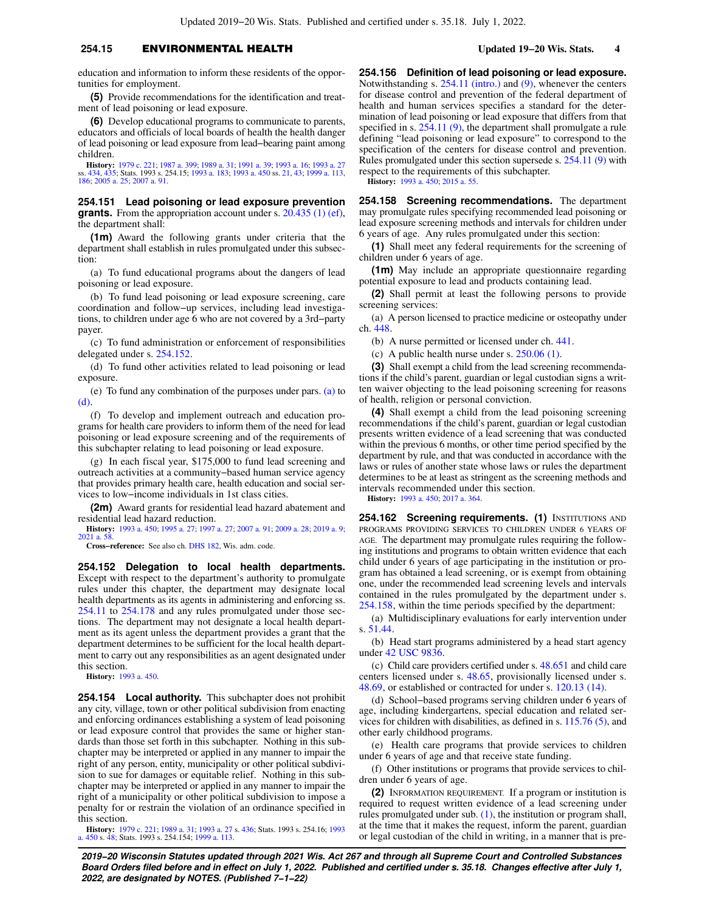education and information to inform these residents of the opportunities for employment.

**(5)** Provide recommendations for the identification and treatment of lead poisoning or lead exposure.

**(6)** Develop educational programs to communicate to parents, educators and officials of local boards of health the health danger of lead poisoning or lead exposure from lead−bearing paint among children.

**History:** 1979 c. 221; 1987 a. 399; 1989 a. 31; 1991 a. 39; 1993 a. 16; 1993 a. 27 ss. 434, 435; Stats. 1993 s. 254.15; 1993 a. 183; 1993 a. 450 ss. 21, 43; 1999 a. 113, 186; 2005 a. 25; 2007 a. 91.

**254.151 Lead poisoning or lead exposure prevention grants.** From the appropriation account under s. 20.435 (1) (ef), the department shall:

**(1m)** Award the following grants under criteria that the department shall establish in rules promulgated under this subsection:

(a) To fund educational programs about the dangers of lead poisoning or lead exposure.

(b) To fund lead poisoning or lead exposure screening, care coordination and follow−up services, including lead investigations, to children under age 6 who are not covered by a 3rd−party payer.

(c) To fund administration or enforcement of responsibilities delegated under s. 254.152.

(d) To fund other activities related to lead poisoning or lead exposure.

(e) To fund any combination of the purposes under pars. (a) to (d).

(f) To develop and implement outreach and education programs for health care providers to inform them of the need for lead poisoning or lead exposure screening and of the requirements of this subchapter relating to lead poisoning or lead exposure.

(g) In each fiscal year, $175,000 to fund lead screening and outreach activities at a community−based human service agency that provides primary health care, health education and social services to low−income individuals in 1st class cities.

**(2m)** Award grants for residential lead hazard abatement and residential lead hazard reduction.

**History:** 1993 a. 450; 1995 a. 27; 1997 a. 27; 2007 a. 91; 2009 a. 28; 2019 a. 9; 2021 a. 58.

**Cross−reference:** See also ch. DHS 182, Wis. adm. code.

**254.152 Delegation to local health departments.** Except with respect to the department's authority to promulgate rules under this chapter, the department may designate local health departments as its agents in administering and enforcing ss. 254.11 to 254.178 and any rules promulgated under those sections. The department may not designate a local health department as its agent unless the department provides a grant that the department determines to be sufficient for the local health department to carry out any responsibilities as an agent designated under this section.

**History:** 1993 a. 450.

**254.154 Local authority.** This subchapter does not prohibit any city, village, town or other political subdivision from enacting and enforcing ordinances establishing a system of lead poisoning or lead exposure control that provides the same or higher standards than those set forth in this subchapter. Nothing in this subchapter may be interpreted or applied in any manner to impair the right of any person, entity, municipality or other political subdivision to sue for damages or equitable relief. Nothing in this subchapter may be interpreted or applied in any manner to impair the right of a municipality or other political subdivision to impose a penalty for or restrain the violation of an ordinance specified in this section.

**History:** 1979 c. 221; 1989 a. 31; 1993 a. 27 s. 436; Stats. 1993 s. 254.16; 1993 a. 450 s. 48; Stats. 1993 s. 254.154; 1999 a. 113.

**254.156 Definition of lead poisoning or lead exposure.** Notwithstanding s. 254.11 (intro.) and (9), whenever the centers for disease control and prevention of the federal department of health and human services specifies a standard for the determination of lead poisoning or lead exposure that differs from that specified in s. 254.11 (9), the department shall promulgate a rule defining "lead poisoning or lead exposure" to correspond to the specification of the centers for disease control and prevention. Rules promulgated under this section supersede s. 254.11 (9) with respect to the requirements of this subchapter.

**History:** 1993 a. 450; 2015 a. 55.

**254.158 Screening recommendations.** The department may promulgate rules specifying recommended lead poisoning or lead exposure screening methods and intervals for children under 6 years of age. Any rules promulgated under this section:

**(1)** Shall meet any federal requirements for the screening of children under 6 years of age.

**(1m)** May include an appropriate questionnaire regarding potential exposure to lead and products containing lead.

**(2)** Shall permit at least the following persons to provide screening services:

(a) A person licensed to practice medicine or osteopathy under ch. 448.

(b) A nurse permitted or licensed under ch. 441.

(c) A public health nurse under s. 250.06 (1).

**(3)** Shall exempt a child from the lead screening recommendations if the child's parent, guardian or legal custodian signs a written waiver objecting to the lead poisoning screening for reasons of health, religion or personal conviction.

**(4)** Shall exempt a child from the lead poisoning screening recommendations if the child's parent, guardian or legal custodian presents written evidence of a lead screening that was conducted within the previous 6 months, or other time period specified by the department by rule, and that was conducted in accordance with the laws or rules of another state whose laws or rules the department determines to be at least as stringent as the screening methods and intervals recommended under this section.

**History:** 1993 a. 450; 2017 a. 364.

**254.162 Screening requirements. (1)** INSTITUTIONS AND PROGRAMS PROVIDING SERVICES TO CHILDREN UNDER 6 YEARS OF AGE. The department may promulgate rules requiring the following institutions and programs to obtain written evidence that each child under 6 years of age participating in the institution or program has obtained a lead screening, or is exempt from obtaining one, under the recommended lead screening levels and intervals contained in the rules promulgated by the department under s. 254.158, within the time periods specified by the department:

(a) Multidisciplinary evaluations for early intervention under s. 51.44.

(b) Head start programs administered by a head start agency under 42 USC 9836.

(c) Child care providers certified under s. 48.651 and child care centers licensed under s. 48.65, provisionally licensed under s. 48.69, or established or contracted for under s. 120.13 (14).

(d) School−based programs serving children under 6 years of age, including kindergartens, special education and related services for children with disabilities, as defined in s. 115.76 (5), and other early childhood programs.

(e) Health care programs that provide services to children under 6 years of age and that receive state funding.

(f) Other institutions or programs that provide services to children under 6 years of age.

**(2)** INFORMATION REQUIREMENT. If a program or institution is required to request written evidence of a lead screening under rules promulgated under sub. (1), the institution or program shall, at the time that it makes the request, inform the parent, guardian or legal custodian of the child in writing, in a manner that is pre-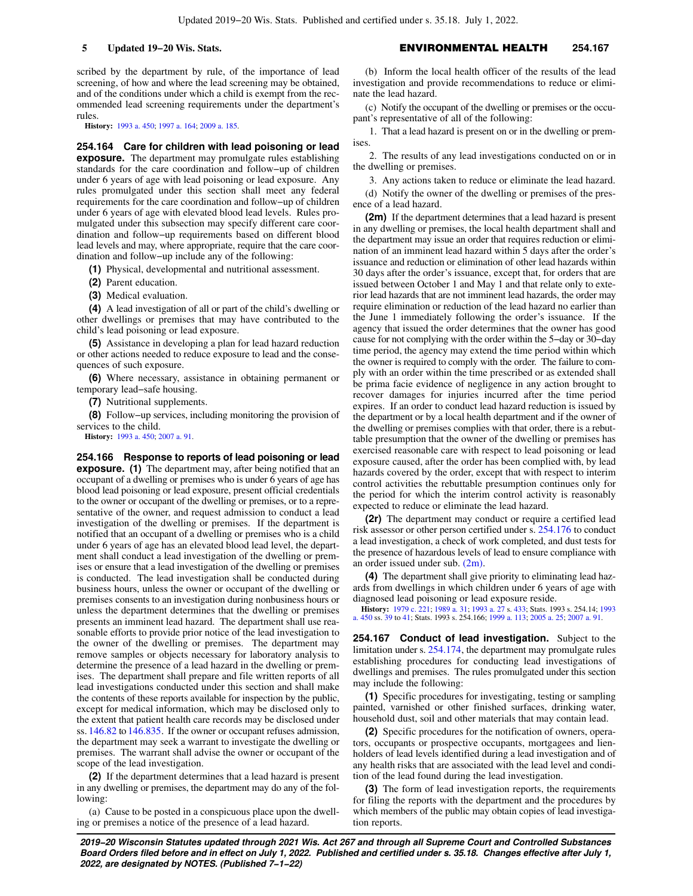scribed by the department by rule, of the importance of lead screening, of how and where the lead screening may be obtained, and of the conditions under which a child is exempt from the recommended lead screening requirements under the department's rules.

**History:** 1993 a. 450; 1997 a. 164; 2009 a. 185.

**254.164 Care for children with lead poisoning or lead exposure.** The department may promulgate rules establishing standards for the care coordination and follow−up of children under 6 years of age with lead poisoning or lead exposure. Any rules promulgated under this section shall meet any federal requirements for the care coordination and follow−up of children under 6 years of age with elevated blood lead levels. Rules promulgated under this subsection may specify different care coordination and follow−up requirements based on different blood lead levels and may, where appropriate, require that the care coordination and follow−up include any of the following:

**(1)** Physical, developmental and nutritional assessment.

**(2)** Parent education.

**(3)** Medical evaluation.

**(4)** A lead investigation of all or part of the child's dwelling or other dwellings or premises that may have contributed to the child's lead poisoning or lead exposure.

**(5)** Assistance in developing a plan for lead hazard reduction or other actions needed to reduce exposure to lead and the consequences of such exposure.

**(6)** Where necessary, assistance in obtaining permanent or temporary lead−safe housing.

**(7)** Nutritional supplements.

**(8)** Follow−up services, including monitoring the provision of services to the child.

**History:** 1993 a. 450; 2007 a. 91.

**254.166 Response to reports of lead poisoning or lead exposure. (1)** The department may, after being notified that an occupant of a dwelling or premises who is under 6 years of age has blood lead poisoning or lead exposure, present official credentials to the owner or occupant of the dwelling or premises, or to a representative of the owner, and request admission to conduct a lead investigation of the dwelling or premises. If the department is notified that an occupant of a dwelling or premises who is a child under 6 years of age has an elevated blood lead level, the department shall conduct a lead investigation of the dwelling or premises or ensure that a lead investigation of the dwelling or premises is conducted. The lead investigation shall be conducted during business hours, unless the owner or occupant of the dwelling or premises consents to an investigation during nonbusiness hours or unless the department determines that the dwelling or premises presents an imminent lead hazard. The department shall use reasonable efforts to provide prior notice of the lead investigation to the owner of the dwelling or premises. The department may remove samples or objects necessary for laboratory analysis to determine the presence of a lead hazard in the dwelling or premises. The department shall prepare and file written reports of all lead investigations conducted under this section and shall make the contents of these reports available for inspection by the public, except for medical information, which may be disclosed only to the extent that patient health care records may be disclosed under ss. 146.82 to 146.835. If the owner or occupant refuses admission, the department may seek a warrant to investigate the dwelling or premises. The warrant shall advise the owner or occupant of the scope of the lead investigation.

**(2)** If the department determines that a lead hazard is present in any dwelling or premises, the department may do any of the following:

(a) Cause to be posted in a conspicuous place upon the dwelling or premises a notice of the presence of a lead hazard.

(b) Inform the local health officer of the results of the lead investigation and provide recommendations to reduce or eliminate the lead hazard.

(c) Notify the occupant of the dwelling or premises or the occupant's representative of all of the following:

1. That a lead hazard is present on or in the dwelling or premises.

2. The results of any lead investigations conducted on or in the dwelling or premises.

3. Any actions taken to reduce or eliminate the lead hazard.

(d) Notify the owner of the dwelling or premises of the presence of a lead hazard.

**(2m)** If the department determines that a lead hazard is present in any dwelling or premises, the local health department shall and the department may issue an order that requires reduction or elimination of an imminent lead hazard within 5 days after the order's issuance and reduction or elimination of other lead hazards within 30 days after the order's issuance, except that, for orders that are issued between October 1 and May 1 and that relate only to exterior lead hazards that are not imminent lead hazards, the order may require elimination or reduction of the lead hazard no earlier than the June 1 immediately following the order's issuance. If the agency that issued the order determines that the owner has good cause for not complying with the order within the 5−day or 30−day time period, the agency may extend the time period within which the owner is required to comply with the order. The failure to comply with an order within the time prescribed or as extended shall be prima facie evidence of negligence in any action brought to recover damages for injuries incurred after the time period expires. If an order to conduct lead hazard reduction is issued by the department or by a local health department and if the owner of the dwelling or premises complies with that order, there is a rebuttable presumption that the owner of the dwelling or premises has exercised reasonable care with respect to lead poisoning or lead exposure caused, after the order has been complied with, by lead hazards covered by the order, except that with respect to interim control activities the rebuttable presumption continues only for the period for which the interim control activity is reasonably expected to reduce or eliminate the lead hazard.

**(2r)** The department may conduct or require a certified lead risk assessor or other person certified under s. 254.176 to conduct a lead investigation, a check of work completed, and dust tests for the presence of hazardous levels of lead to ensure compliance with an order issued under sub. (2m).

**(4)** The department shall give priority to eliminating lead hazards from dwellings in which children under 6 years of age with diagnosed lead poisoning or lead exposure reside.

**History:** 1979 c. 221; 1989 a. 31; 1993 a. 27 s. 433; Stats. 1993 s. 254.14; 1993 a. 450 ss. 39 to 41; Stats. 1993 s. 254.166; 1999 a. 113; 2005 a. 25; 2007 a. 91.

**254.167 Conduct of lead investigation.** Subject to the limitation under s. 254.174, the department may promulgate rules establishing procedures for conducting lead investigations of dwellings and premises. The rules promulgated under this section may include the following:

**(1)** Specific procedures for investigating, testing or sampling painted, varnished or other finished surfaces, drinking water, household dust, soil and other materials that may contain lead.

**(2)** Specific procedures for the notification of owners, operators, occupants or prospective occupants, mortgagees and lienholders of lead levels identified during a lead investigation and of any health risks that are associated with the lead level and condition of the lead found during the lead investigation.

**(3)** The form of lead investigation reports, the requirements for filing the reports with the department and the procedures by which members of the public may obtain copies of lead investigation reports.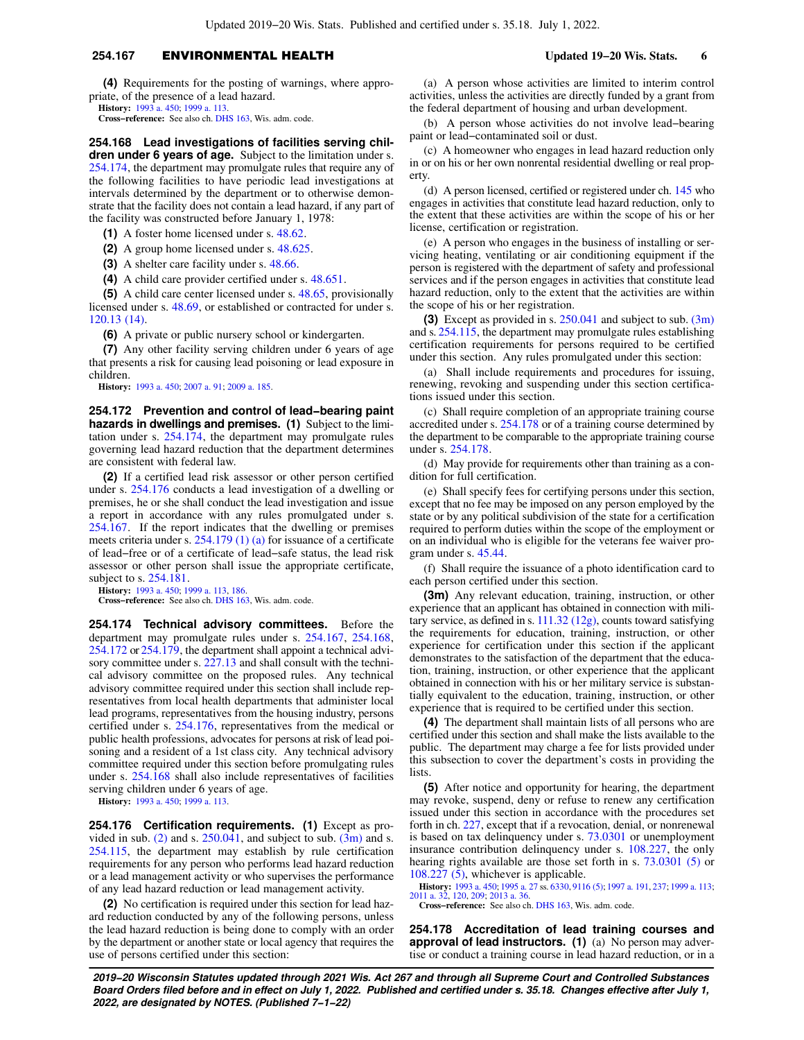**(4)** Requirements for the posting of warnings, where appropriate, of the presence of a lead hazard.

**History:** 1993 a. 450; 1999 a. 113.

**Cross−reference:** See also ch. DHS 163, Wis. adm. code.

**254.168 Lead investigations of facilities serving children under 6 years of age.** Subject to the limitation under s. 254.174, the department may promulgate rules that require any of the following facilities to have periodic lead investigations at intervals determined by the department or to otherwise demonstrate that the facility does not contain a lead hazard, if any part of the facility was constructed before January 1, 1978:

**(1)** A foster home licensed under s. 48.62.

**(2)** A group home licensed under s. 48.625.

**(3)** A shelter care facility under s. 48.66.

**(4)** A child care provider certified under s. 48.651.

**(5)** A child care center licensed under s. 48.65, provisionally licensed under s. 48.69, or established or contracted for under s. 120.13 (14).

**(6)** A private or public nursery school or kindergarten.

**(7)** Any other facility serving children under 6 years of age that presents a risk for causing lead poisoning or lead exposure in children.

**History:** 1993 a. 450; 2007 a. 91; 2009 a. 185.

**254.172 Prevention and control of lead−bearing paint hazards in dwellings and premises. (1)** Subject to the limitation under s. 254.174, the department may promulgate rules governing lead hazard reduction that the department determines are consistent with federal law.

**(2)** If a certified lead risk assessor or other person certified under s. 254.176 conducts a lead investigation of a dwelling or premises, he or she shall conduct the lead investigation and issue a report in accordance with any rules promulgated under s. 254.167. If the report indicates that the dwelling or premises meets criteria under s. 254.179 (1) (a) for issuance of a certificate of lead−free or of a certificate of lead−safe status, the lead risk assessor or other person shall issue the appropriate certificate, subject to s. 254.181.

**History:** 1993 a. 450; 1999 a. 113, 186.

**Cross−reference:** See also ch. DHS 163, Wis. adm. code.

**254.174 Technical advisory committees.** Before the department may promulgate rules under s. 254.167, 254.168, 254.172 or 254.179, the department shall appoint a technical advisory committee under s. 227.13 and shall consult with the technical advisory committee on the proposed rules. Any technical advisory committee required under this section shall include representatives from local health departments that administer local lead programs, representatives from the housing industry, persons certified under s. 254.176, representatives from the medical or public health professions, advocates for persons at risk of lead poisoning and a resident of a 1st class city. Any technical advisory committee required under this section before promulgating rules under s. 254.168 shall also include representatives of facilities serving children under 6 years of age.

**History:** 1993 a. 450; 1999 a. 113.

**254.176 Certification requirements. (1)** Except as provided in sub. (2) and s. 250.041, and subject to sub. (3m) and s. 254.115, the department may establish by rule certification requirements for any person who performs lead hazard reduction or a lead management activity or who supervises the performance of any lead hazard reduction or lead management activity.

**(2)** No certification is required under this section for lead hazard reduction conducted by any of the following persons, unless the lead hazard reduction is being done to comply with an order by the department or another state or local agency that requires the use of persons certified under this section:

(a) A person whose activities are limited to interim control activities, unless the activities are directly funded by a grant from the federal department of housing and urban development.

(b) A person whose activities do not involve lead−bearing paint or lead−contaminated soil or dust.

(c) A homeowner who engages in lead hazard reduction only in or on his or her own nonrental residential dwelling or real property.

(d) A person licensed, certified or registered under ch. 145 who engages in activities that constitute lead hazard reduction, only to the extent that these activities are within the scope of his or her license, certification or registration.

(e) A person who engages in the business of installing or servicing heating, ventilating or air conditioning equipment if the person is registered with the department of safety and professional services and if the person engages in activities that constitute lead hazard reduction, only to the extent that the activities are within the scope of his or her registration.

**(3)** Except as provided in s. 250.041 and subject to sub. (3m) and s. 254.115, the department may promulgate rules establishing certification requirements for persons required to be certified under this section. Any rules promulgated under this section:

(a) Shall include requirements and procedures for issuing, renewing, revoking and suspending under this section certifications issued under this section.

(c) Shall require completion of an appropriate training course accredited under s. 254.178 or of a training course determined by the department to be comparable to the appropriate training course under s. 254.178.

(d) May provide for requirements other than training as a condition for full certification.

(e) Shall specify fees for certifying persons under this section, except that no fee may be imposed on any person employed by the state or by any political subdivision of the state for a certification required to perform duties within the scope of the employment or on an individual who is eligible for the veterans fee waiver program under s. 45.44.

(f) Shall require the issuance of a photo identification card to each person certified under this section.

**(3m)** Any relevant education, training, instruction, or other experience that an applicant has obtained in connection with military service, as defined in s. 111.32 (12g), counts toward satisfying the requirements for education, training, instruction, or other experience for certification under this section if the applicant demonstrates to the satisfaction of the department that the education, training, instruction, or other experience that the applicant obtained in connection with his or her military service is substantially equivalent to the education, training, instruction, or other experience that is required to be certified under this section.

**(4)** The department shall maintain lists of all persons who are certified under this section and shall make the lists available to the public. The department may charge a fee for lists provided under this subsection to cover the department's costs in providing the lists.

**(5)** After notice and opportunity for hearing, the department may revoke, suspend, deny or refuse to renew any certification issued under this section in accordance with the procedures set forth in ch. 227, except that if a revocation, denial, or nonrenewal is based on tax delinquency under s. 73.0301 or unemployment insurance contribution delinquency under s. 108.227, the only hearing rights available are those set forth in s. 73.0301 (5) or 108.227 (5), whichever is applicable.

**History:** 1993 a. 450; 1995 a. 27 ss. 6330, 9116 (5); 1997 a. 191, 237; 1999 a. 113; 2011 a. 32, 120, 209; 2013 a. 36.

**Cross−reference:** See also ch. DHS 163, Wis. adm. code.

**254.178 Accreditation of lead training courses and approval of lead instructors. (1)** (a) No person may advertise or conduct a training course in lead hazard reduction, or in a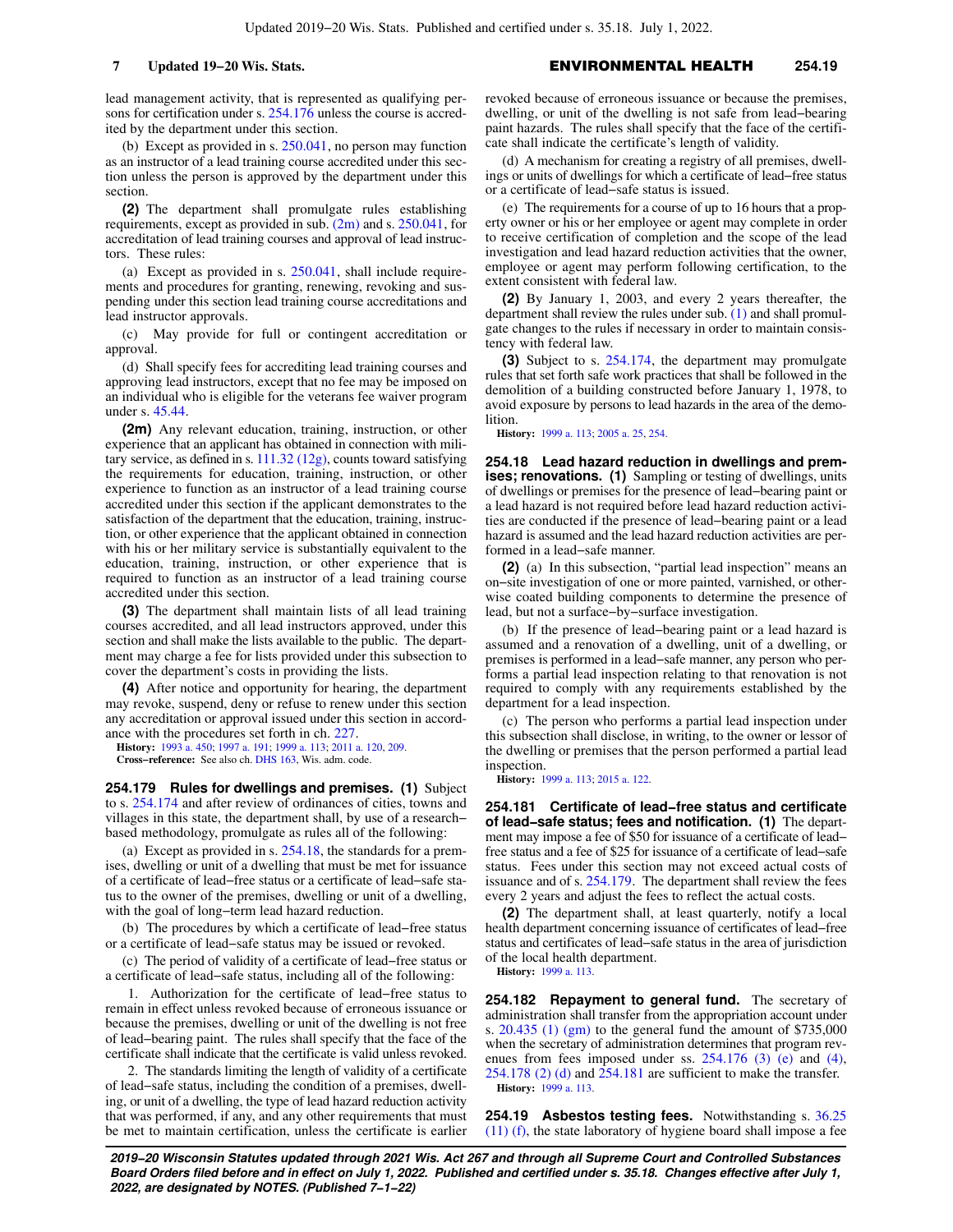lead management activity, that is represented as qualifying persons for certification under s. 254.176 unless the course is accredited by the department under this section.

(b) Except as provided in s. 250.041, no person may function as an instructor of a lead training course accredited under this section unless the person is approved by the department under this section.

**(2)** The department shall promulgate rules establishing requirements, except as provided in sub. (2m) and s. 250.041, for accreditation of lead training courses and approval of lead instructors. These rules:

(a) Except as provided in s. 250.041, shall include requirements and procedures for granting, renewing, revoking and suspending under this section lead training course accreditations and lead instructor approvals.

(c) May provide for full or contingent accreditation or approval.

(d) Shall specify fees for accrediting lead training courses and approving lead instructors, except that no fee may be imposed on an individual who is eligible for the veterans fee waiver program under s. 45.44.

**(2m)** Any relevant education, training, instruction, or other experience that an applicant has obtained in connection with military service, as defined in s. 111.32 (12g), counts toward satisfying the requirements for education, training, instruction, or other experience to function as an instructor of a lead training course accredited under this section if the applicant demonstrates to the satisfaction of the department that the education, training, instruction, or other experience that the applicant obtained in connection with his or her military service is substantially equivalent to the education, training, instruction, or other experience that is required to function as an instructor of a lead training course accredited under this section.

**(3)** The department shall maintain lists of all lead training courses accredited, and all lead instructors approved, under this section and shall make the lists available to the public. The department may charge a fee for lists provided under this subsection to cover the department's costs in providing the lists.

**(4)** After notice and opportunity for hearing, the department may revoke, suspend, deny or refuse to renew under this section any accreditation or approval issued under this section in accordance with the procedures set forth in ch. 227.

**History:** 1993 a. 450; 1997 a. 191; 1999 a. 113; 2011 a. 120, 209.

**Cross−reference:** See also ch. DHS 163, Wis. adm. code.

**254.179 Rules for dwellings and premises. (1)** Subject to s. 254.174 and after review of ordinances of cities, towns and villages in this state, the department shall, by use of a research−based methodology, promulgate as rules all of the following:

(a) Except as provided in s. 254.18, the standards for a premises, dwelling or unit of a dwelling that must be met for issuance of a certificate of lead−free status or a certificate of lead−safe status to the owner of the premises, dwelling or unit of a dwelling, with the goal of long−term lead hazard reduction.

(b) The procedures by which a certificate of lead−free status or a certificate of lead−safe status may be issued or revoked.

(c) The period of validity of a certificate of lead−free status or a certificate of lead−safe status, including all of the following:

1. Authorization for the certificate of lead−free status to remain in effect unless revoked because of erroneous issuance or because the premises, dwelling or unit of the dwelling is not free of lead−bearing paint. The rules shall specify that the face of the certificate shall indicate that the certificate is valid unless revoked.

2. The standards limiting the length of validity of a certificate of lead−safe status, including the condition of a premises, dwelling, or unit of a dwelling, the type of lead hazard reduction activity that was performed, if any, and any other requirements that must be met to maintain certification, unless the certificate is earlier revoked because of erroneous issuance or because the premises, dwelling, or unit of the dwelling is not safe from lead−bearing paint hazards. The rules shall specify that the face of the certificate shall indicate the certificate's length of validity.

(d) A mechanism for creating a registry of all premises, dwellings or units of dwellings for which a certificate of lead−free status or a certificate of lead−safe status is issued.

(e) The requirements for a course of up to 16 hours that a property owner or his or her employee or agent may complete in order to receive certification of completion and the scope of the lead investigation and lead hazard reduction activities that the owner, employee or agent may perform following certification, to the extent consistent with federal law.

**(2)** By January 1, 2003, and every 2 years thereafter, the department shall review the rules under sub. (1) and shall promulgate changes to the rules if necessary in order to maintain consistency with federal law.

**(3)** Subject to s. 254.174, the department may promulgate rules that set forth safe work practices that shall be followed in the demolition of a building constructed before January 1, 1978, to avoid exposure by persons to lead hazards in the area of the demolition.

**History:** 1999 a. 113; 2005 a. 25, 254.

**254.18 Lead hazard reduction in dwellings and premises; renovations. (1)** Sampling or testing of dwellings, units of dwellings or premises for the presence of lead−bearing paint or a lead hazard is not required before lead hazard reduction activities are conducted if the presence of lead−bearing paint or a lead hazard is assumed and the lead hazard reduction activities are performed in a lead−safe manner.

**(2)** (a) In this subsection, "partial lead inspection" means an on−site investigation of one or more painted, varnished, or otherwise coated building components to determine the presence of lead, but not a surface−by−surface investigation.

(b) If the presence of lead−bearing paint or a lead hazard is assumed and a renovation of a dwelling, unit of a dwelling, or premises is performed in a lead−safe manner, any person who performs a partial lead inspection relating to that renovation is not required to comply with any requirements established by the department for a lead inspection.

(c) The person who performs a partial lead inspection under this subsection shall disclose, in writing, to the owner or lessor of the dwelling or premises that the person performed a partial lead inspection.

**History:** 1999 a. 113; 2015 a. 122.

**254.181 Certificate of lead−free status and certificate of lead−safe status; fees and notification. (1)** The department may impose a fee of $50 for issuance of a certificate of lead−free status and a fee of $25 for issuance of a certificate of lead−safe status. Fees under this section may not exceed actual costs of issuance and of s. 254.179. The department shall review the fees every 2 years and adjust the fees to reflect the actual costs.

**(2)** The department shall, at least quarterly, notify a local health department concerning issuance of certificates of lead−free status and certificates of lead−safe status in the area of jurisdiction of the local health department.

**History:** 1999 a. 113.

**254.182 Repayment to general fund.** The secretary of administration shall transfer from the appropriation account under s. 20.435 (1) (gm) to the general fund the amount of $735,000 when the secretary of administration determines that program revenues from fees imposed under ss. 254.176 (3) (e) and (4), 254.178 (2) (d) and 254.181 are sufficient to make the transfer.

**History:** 1999 a. 113.

**254.19 Asbestos testing fees.** Notwithstanding s. 36.25 (11) (f), the state laboratory of hygiene board shall impose a fee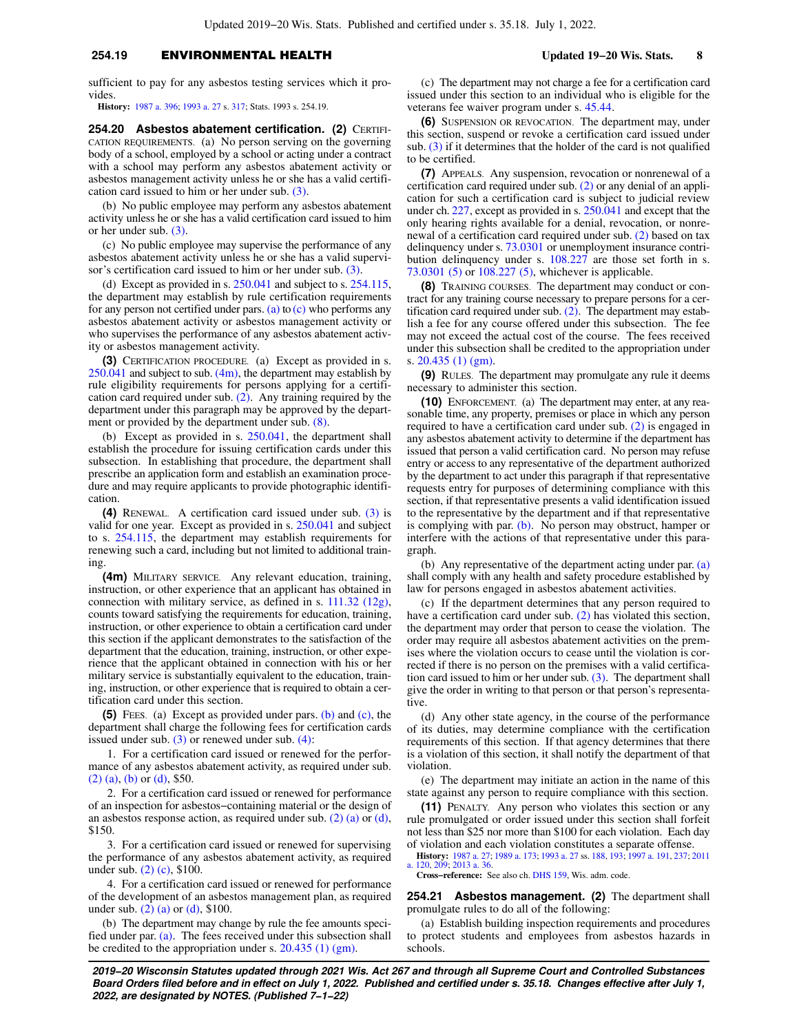sufficient to pay for any asbestos testing services which it provides.

**History:** 1987 a. 396; 1993 a. 27 s. 317; Stats. 1993 s. 254.19.

**254.20 Asbestos abatement certification. (2)** CERTIFICATION REQUIREMENTS. (a) No person serving on the governing body of a school, employed by a school or acting under a contract with a school may perform any asbestos abatement activity or asbestos management activity unless he or she has a valid certification card issued to him or her under sub. (3).

(b) No public employee may perform any asbestos abatement activity unless he or she has a valid certification card issued to him or her under sub. (3).

(c) No public employee may supervise the performance of any asbestos abatement activity unless he or she has a valid supervisor's certification card issued to him or her under sub. (3).

(d) Except as provided in s. 250.041 and subject to s. 254.115, the department may establish by rule certification requirements for any person not certified under pars. (a) to (c) who performs any asbestos abatement activity or asbestos management activity or who supervises the performance of any asbestos abatement activity or asbestos management activity.

**(3)** CERTIFICATION PROCEDURE. (a) Except as provided in s. 250.041 and subject to sub. (4m), the department may establish by rule eligibility requirements for persons applying for a certification card required under sub. (2). Any training required by the department under this paragraph may be approved by the department or provided by the department under sub. (8).

(b) Except as provided in s. 250.041, the department shall establish the procedure for issuing certification cards under this subsection. In establishing that procedure, the department shall prescribe an application form and establish an examination procedure and may require applicants to provide photographic identification.

**(4)** RENEWAL. A certification card issued under sub. (3) is valid for one year. Except as provided in s. 250.041 and subject to s. 254.115, the department may establish requirements for renewing such a card, including but not limited to additional training.

**(4m)** MILITARY SERVICE. Any relevant education, training, instruction, or other experience that an applicant has obtained in connection with military service, as defined in s. 111.32 (12g), counts toward satisfying the requirements for education, training, instruction, or other experience to obtain a certification card under this section if the applicant demonstrates to the satisfaction of the department that the education, training, instruction, or other experience that the applicant obtained in connection with his or her military service is substantially equivalent to the education, training, instruction, or other experience that is required to obtain a certification card under this section.

**(5)** FEES. (a) Except as provided under pars. (b) and (c), the department shall charge the following fees for certification cards issued under sub. (3) or renewed under sub. (4):

1. For a certification card issued or renewed for the performance of any asbestos abatement activity, as required under sub. (2) (a), (b) or (d), $50.

2. For a certification card issued or renewed for performance of an inspection for asbestos−containing material or the design of an asbestos response action, as required under sub. (2) (a) or (d), $150.

3. For a certification card issued or renewed for supervising the performance of any asbestos abatement activity, as required under sub. (2) (c), $100.

4. For a certification card issued or renewed for performance of the development of an asbestos management plan, as required under sub. (2) (a) or (d), $100.

(b) The department may change by rule the fee amounts specified under par. (a). The fees received under this subsection shall be credited to the appropriation under s. 20.435 (1) (gm).

(c) The department may not charge a fee for a certification card issued under this section to an individual who is eligible for the veterans fee waiver program under s. 45.44.

**(6)** SUSPENSION OR REVOCATION. The department may, under this section, suspend or revoke a certification card issued under sub. (3) if it determines that the holder of the card is not qualified to be certified.

**(7)** APPEALS. Any suspension, revocation or nonrenewal of a certification card required under sub. (2) or any denial of an application for such a certification card is subject to judicial review under ch. 227, except as provided in s. 250.041 and except that the only hearing rights available for a denial, revocation, or nonrenewal of a certification card required under sub. (2) based on tax delinquency under s. 73.0301 or unemployment insurance contribution delinquency under s. 108.227 are those set forth in s. 73.0301 (5) or 108.227 (5), whichever is applicable.

**(8)** TRAINING COURSES. The department may conduct or contract for any training course necessary to prepare persons for a certification card required under sub. (2). The department may establish a fee for any course offered under this subsection. The fee may not exceed the actual cost of the course. The fees received under this subsection shall be credited to the appropriation under s. 20.435 (1) (gm).

**(9)** RULES. The department may promulgate any rule it deems necessary to administer this section.

**(10)** ENFORCEMENT. (a) The department may enter, at any reasonable time, any property, premises or place in which any person required to have a certification card under sub. (2) is engaged in any asbestos abatement activity to determine if the department has issued that person a valid certification card. No person may refuse entry or access to any representative of the department authorized by the department to act under this paragraph if that representative requests entry for purposes of determining compliance with this section, if that representative presents a valid identification issued to the representative by the department and if that representative is complying with par. (b). No person may obstruct, hamper or interfere with the actions of that representative under this paragraph.

(b) Any representative of the department acting under par. (a) shall comply with any health and safety procedure established by law for persons engaged in asbestos abatement activities.

(c) If the department determines that any person required to have a certification card under sub. (2) has violated this section, the department may order that person to cease the violation. The order may require all asbestos abatement activities on the premises where the violation occurs to cease until the violation is corrected if there is no person on the premises with a valid certification card issued to him or her under sub. (3). The department shall give the order in writing to that person or that person's representative.

(d) Any other state agency, in the course of the performance of its duties, may determine compliance with the certification requirements of this section. If that agency determines that there is a violation of this section, it shall notify the department of that violation.

(e) The department may initiate an action in the name of this state against any person to require compliance with this section.

**(11)** PENALTY. Any person who violates this section or any rule promulgated or order issued under this section shall forfeit not less than $25 nor more than $100 for each violation. Each day of violation and each violation constitutes a separate offense.

**History:** 1987 a. 27; 1989 a. 173; 1993 a. 27 ss. 188, 193; 1997 a. 191, 237; 2011 a. 120, 209; 2013 a. 36.

**Cross−reference:** See also ch. DHS 159, Wis. adm. code.

**254.21 Asbestos management. (2)** The department shall promulgate rules to do all of the following:

(a) Establish building inspection requirements and procedures to protect students and employees from asbestos hazards in schools.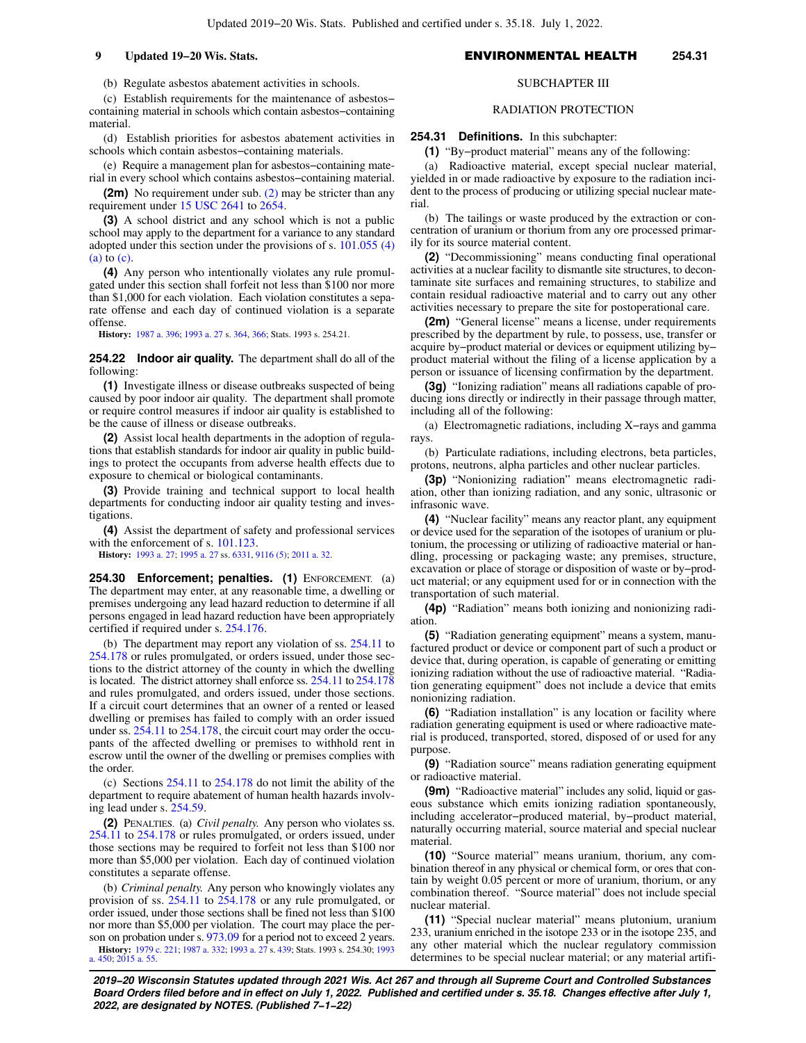(b) Regulate asbestos abatement activities in schools.

(c) Establish requirements for the maintenance of asbestos−containing material in schools which contain asbestos−containing material.

(d) Establish priorities for asbestos abatement activities in schools which contain asbestos−containing materials.

(e) Require a management plan for asbestos−containing material in every school which contains asbestos−containing material.

**(2m)** No requirement under sub. (2) may be stricter than any requirement under 15 USC 2641 to 2654.

**(3)** A school district and any school which is not a public school may apply to the department for a variance to any standard adopted under this section under the provisions of s. 101.055 (4) (a) to (c).

**(4)** Any person who intentionally violates any rule promulgated under this section shall forfeit not less than $100 nor more than $1,000 for each violation. Each violation constitutes a separate offense and each day of continued violation is a separate offense.

**History:** 1987 a. 396; 1993 a. 27 s. 364, 366; Stats. 1993 s. 254.21.

**254.22 Indoor air quality.** The department shall do all of the following:

**(1)** Investigate illness or disease outbreaks suspected of being caused by poor indoor air quality. The department shall promote or require control measures if indoor air quality is established to be the cause of illness or disease outbreaks.

**(2)** Assist local health departments in the adoption of regulations that establish standards for indoor air quality in public buildings to protect the occupants from adverse health effects due to exposure to chemical or biological contaminants.

**(3)** Provide training and technical support to local health departments for conducting indoor air quality testing and investigations.

**(4)** Assist the department of safety and professional services with the enforcement of s. 101.123.

**History:** 1993 a. 27; 1995 a. 27 ss. 6331, 9116 (5); 2011 a. 32.

**254.30 Enforcement; penalties. (1)** ENFORCEMENT. (a) The department may enter, at any reasonable time, a dwelling or premises undergoing any lead hazard reduction to determine if all persons engaged in lead hazard reduction have been appropriately certified if required under s. 254.176.

(b) The department may report any violation of ss. 254.11 to 254.178 or rules promulgated, or orders issued, under those sections to the district attorney of the county in which the dwelling is located. The district attorney shall enforce ss. 254.11 to 254.178 and rules promulgated, and orders issued, under those sections. If a circuit court determines that an owner of a rented or leased dwelling or premises has failed to comply with an order issued under ss. 254.11 to 254.178, the circuit court may order the occupants of the affected dwelling or premises to withhold rent in escrow until the owner of the dwelling or premises complies with the order.

(c) Sections 254.11 to 254.178 do not limit the ability of the department to require abatement of human health hazards involving lead under s. 254.59.

**(2)** PENALTIES. (a) *Civil penalty.* Any person who violates ss. 254.11 to 254.178 or rules promulgated, or orders issued, under those sections may be required to forfeit not less than $100 nor more than $5,000 per violation. Each day of continued violation constitutes a separate offense.

(b) *Criminal penalty.* Any person who knowingly violates any provision of ss. 254.11 to 254.178 or any rule promulgated, or order issued, under those sections shall be fined not less than $100 nor more than $5,000 per violation. The court may place the person on probation under s. 973.09 for a period not to exceed 2 years.

**History:** 1979 c. 221; 1987 a. 332; 1993 a. 27 s. 439; Stats. 1993 s. 254.30; 1993 a. 450; 2015 a. 55.

## SUBCHAPTER III

## RADIATION PROTECTION

**254.31 Definitions.** In this subchapter:

**(1)** "By−product material" means any of the following:

(a) Radioactive material, except special nuclear material, yielded in or made radioactive by exposure to the radiation incident to the process of producing or utilizing special nuclear material.

(b) The tailings or waste produced by the extraction or concentration of uranium or thorium from any ore processed primarily for its source material content.

**(2)** "Decommissioning" means conducting final operational activities at a nuclear facility to dismantle site structures, to decontaminate site surfaces and remaining structures, to stabilize and contain residual radioactive material and to carry out any other activities necessary to prepare the site for postoperational care.

**(2m)** "General license" means a license, under requirements prescribed by the department by rule, to possess, use, transfer or acquire by−product material or devices or equipment utilizing by−product material without the filing of a license application by a person or issuance of licensing confirmation by the department.

**(3g)** "Ionizing radiation" means all radiations capable of producing ions directly or indirectly in their passage through matter, including all of the following:

(a) Electromagnetic radiations, including X−rays and gamma rays.

(b) Particulate radiations, including electrons, beta particles, protons, neutrons, alpha particles and other nuclear particles.

**(3p)** "Nonionizing radiation" means electromagnetic radiation, other than ionizing radiation, and any sonic, ultrasonic or infrasonic wave.

**(4)** "Nuclear facility" means any reactor plant, any equipment or device used for the separation of the isotopes of uranium or plutonium, the processing or utilizing of radioactive material or handling, processing or packaging waste; any premises, structure, excavation or place of storage or disposition of waste or by−product material; or any equipment used for or in connection with the transportation of such material.

**(4p)** "Radiation" means both ionizing and nonionizing radiation.

**(5)** "Radiation generating equipment" means a system, manufactured product or device or component part of such a product or device that, during operation, is capable of generating or emitting ionizing radiation without the use of radioactive material. "Radiation generating equipment" does not include a device that emits nonionizing radiation.

**(6)** "Radiation installation" is any location or facility where radiation generating equipment is used or where radioactive material is produced, transported, stored, disposed of or used for any purpose.

**(9)** "Radiation source" means radiation generating equipment or radioactive material.

**(9m)** "Radioactive material" includes any solid, liquid or gaseous substance which emits ionizing radiation spontaneously, including accelerator−produced material, by−product material, naturally occurring material, source material and special nuclear material.

**(10)** "Source material" means uranium, thorium, any combination thereof in any physical or chemical form, or ores that contain by weight 0.05 percent or more of uranium, thorium, or any combination thereof. "Source material" does not include special nuclear material.

**(11)** "Special nuclear material" means plutonium, uranium 233, uranium enriched in the isotope 233 or in the isotope 235, and any other material which the nuclear regulatory commission determines to be special nuclear material; or any material artifi-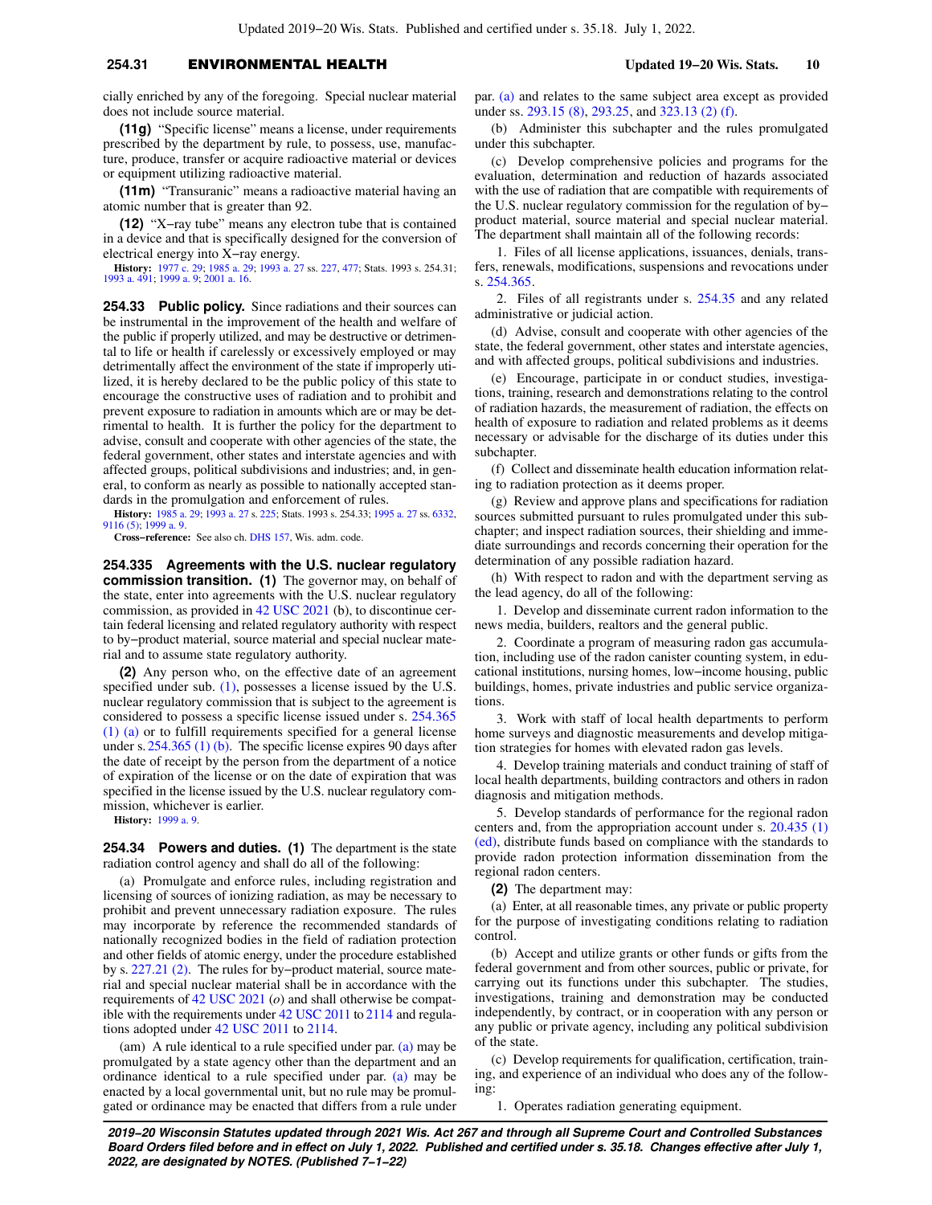cially enriched by any of the foregoing. Special nuclear material does not include source material.

**(11g)** "Specific license" means a license, under requirements prescribed by the department by rule, to possess, use, manufacture, produce, transfer or acquire radioactive material or devices or equipment utilizing radioactive material.

**(11m)** "Transuranic" means a radioactive material having an atomic number that is greater than 92.

**(12)** "X−ray tube" means any electron tube that is contained in a device and that is specifically designed for the conversion of electrical energy into X−ray energy.

**History:** 1977 c. 29; 1985 a. 29; 1993 a. 27 ss. 227, 477; Stats. 1993 s. 254.31; 1993 a. 491; 1999 a. 9; 2001 a. 16.

**254.33 Public policy.** Since radiations and their sources can be instrumental in the improvement of the health and welfare of the public if properly utilized, and may be destructive or detrimental to life or health if carelessly or excessively employed or may detrimentally affect the environment of the state if improperly utilized, it is hereby declared to be the public policy of this state to encourage the constructive uses of radiation and to prohibit and prevent exposure to radiation in amounts which are or may be detrimental to health. It is further the policy for the department to advise, consult and cooperate with other agencies of the state, the federal government, other states and interstate agencies and with affected groups, political subdivisions and industries; and, in general, to conform as nearly as possible to nationally accepted standards in the promulgation and enforcement of rules.

**History:** 1985 a. 29; 1993 a. 27 s. 225; Stats. 1993 s. 254.33; 1995 a. 27 ss. 6332, 9116 (5); 1999 a. 9.

**Cross−reference:** See also ch. DHS 157, Wis. adm. code.

**254.335 Agreements with the U.S. nuclear regulatory commission transition. (1)** The governor may, on behalf of the state, enter into agreements with the U.S. nuclear regulatory commission, as provided in 42 USC 2021 (b), to discontinue certain federal licensing and related regulatory authority with respect to by−product material, source material and special nuclear material and to assume state regulatory authority.

**(2)** Any person who, on the effective date of an agreement specified under sub. (1), possesses a license issued by the U.S. nuclear regulatory commission that is subject to the agreement is considered to possess a specific license issued under s. 254.365 (1) (a) or to fulfill requirements specified for a general license under s. 254.365 (1) (b). The specific license expires 90 days after the date of receipt by the person from the department of a notice of expiration of the license or on the date of expiration that was specified in the license issued by the U.S. nuclear regulatory commission, whichever is earlier.

**History:** 1999 a. 9.

**254.34 Powers and duties. (1)** The department is the state radiation control agency and shall do all of the following:

(a) Promulgate and enforce rules, including registration and licensing of sources of ionizing radiation, as may be necessary to prohibit and prevent unnecessary radiation exposure. The rules may incorporate by reference the recommended standards of nationally recognized bodies in the field of radiation protection and other fields of atomic energy, under the procedure established by s. 227.21 (2). The rules for by−product material, source material and special nuclear material shall be in accordance with the requirements of 42 USC 2021 (*o*) and shall otherwise be compatible with the requirements under 42 USC 2011 to 2114 and regulations adopted under 42 USC 2011 to 2114.

(am) A rule identical to a rule specified under par. (a) may be promulgated by a state agency other than the department and an ordinance identical to a rule specified under par. (a) may be enacted by a local governmental unit, but no rule may be promulgated or ordinance may be enacted that differs from a rule under par. (a) and relates to the same subject area except as provided under ss. 293.15 (8), 293.25, and 323.13 (2) (f).

(b) Administer this subchapter and the rules promulgated under this subchapter.

(c) Develop comprehensive policies and programs for the evaluation, determination and reduction of hazards associated with the use of radiation that are compatible with requirements of the U.S. nuclear regulatory commission for the regulation of by−product material, source material and special nuclear material. The department shall maintain all of the following records:

1. Files of all license applications, issuances, denials, transfers, renewals, modifications, suspensions and revocations under s. 254.365.

2. Files of all registrants under s. 254.35 and any related administrative or judicial action.

(d) Advise, consult and cooperate with other agencies of the state, the federal government, other states and interstate agencies, and with affected groups, political subdivisions and industries.

(e) Encourage, participate in or conduct studies, investigations, training, research and demonstrations relating to the control of radiation hazards, the measurement of radiation, the effects on health of exposure to radiation and related problems as it deems necessary or advisable for the discharge of its duties under this subchapter.

(f) Collect and disseminate health education information relating to radiation protection as it deems proper.

(g) Review and approve plans and specifications for radiation sources submitted pursuant to rules promulgated under this subchapter; and inspect radiation sources, their shielding and immediate surroundings and records concerning their operation for the determination of any possible radiation hazard.

(h) With respect to radon and with the department serving as the lead agency, do all of the following:

1. Develop and disseminate current radon information to the news media, builders, realtors and the general public.

2. Coordinate a program of measuring radon gas accumulation, including use of the radon canister counting system, in educational institutions, nursing homes, low−income housing, public buildings, homes, private industries and public service organizations.

3. Work with staff of local health departments to perform home surveys and diagnostic measurements and develop mitigation strategies for homes with elevated radon gas levels.

4. Develop training materials and conduct training of staff of local health departments, building contractors and others in radon diagnosis and mitigation methods.

5. Develop standards of performance for the regional radon centers and, from the appropriation account under s. 20.435 (1) (ed), distribute funds based on compliance with the standards to provide radon protection information dissemination from the regional radon centers.

**(2)** The department may:

(a) Enter, at all reasonable times, any private or public property for the purpose of investigating conditions relating to radiation control.

(b) Accept and utilize grants or other funds or gifts from the federal government and from other sources, public or private, for carrying out its functions under this subchapter. The studies, investigations, training and demonstration may be conducted independently, by contract, or in cooperation with any person or any public or private agency, including any political subdivision of the state.

(c) Develop requirements for qualification, certification, training, and experience of an individual who does any of the following:

1. Operates radiation generating equipment.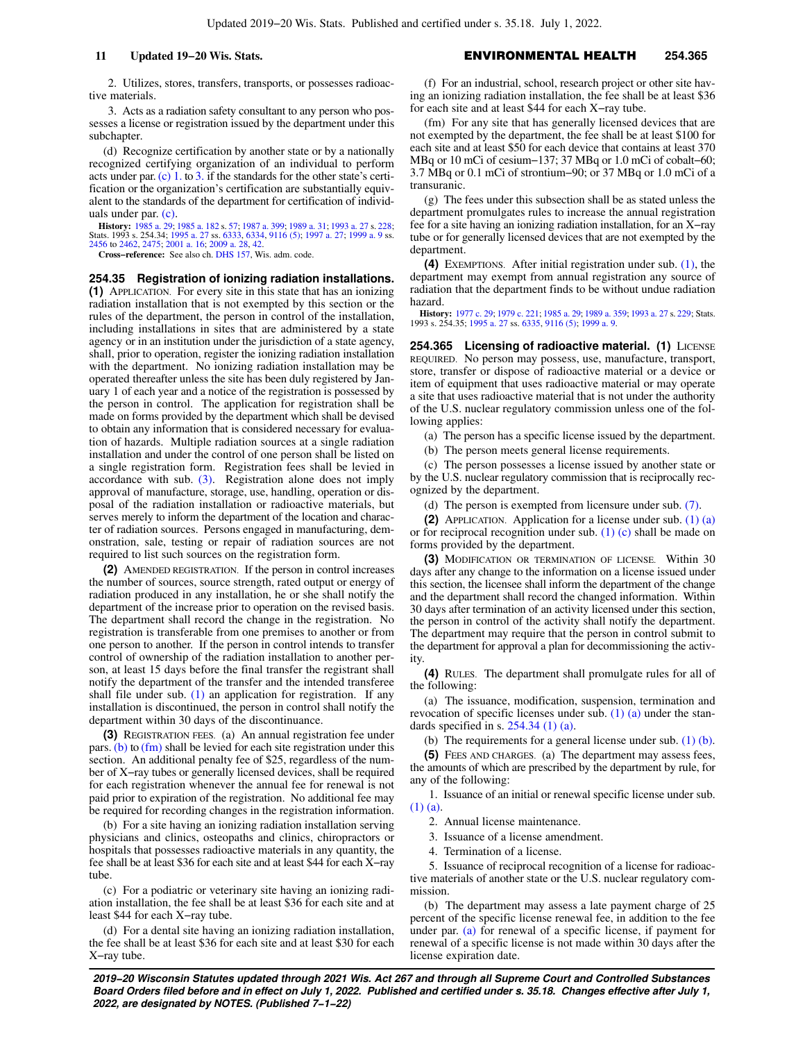2. Utilizes, stores, transfers, transports, or possesses radioactive materials.

3. Acts as a radiation safety consultant to any person who possesses a license or registration issued by the department under this subchapter.

(d) Recognize certification by another state or by a nationally recognized certifying organization of an individual to perform acts under par. (c) 1. to 3. if the standards for the other state's certification or the organization's certification are substantially equivalent to the standards of the department for certification of individuals under par. (c).

**History:** 1985 a. 29; 1985 a. 182 s. 57; 1987 a. 399; 1989 a. 31; 1993 a. 27 s. 228; Stats. 1993 s. 254.34; 1995 a. 27 ss. 6333, 6334, 9116 (5); 1997 a. 27; 1999 a. 9 ss. 2456 to 2462, 2475; 2001 a. 16; 2009 a. 28, 42.

**Cross−reference:** See also ch. DHS 157, Wis. adm. code.

**254.35 Registration of ionizing radiation installations.** **(1)** APPLICATION. For every site in this state that has an ionizing radiation installation that is not exempted by this section or the rules of the department, the person in control of the installation, including installations in sites that are administered by a state agency or in an institution under the jurisdiction of a state agency, shall, prior to operation, register the ionizing radiation installation with the department. No ionizing radiation installation may be operated thereafter unless the site has been duly registered by January 1 of each year and a notice of the registration is possessed by the person in control. The application for registration shall be made on forms provided by the department which shall be devised to obtain any information that is considered necessary for evaluation of hazards. Multiple radiation sources at a single radiation installation and under the control of one person shall be listed on a single registration form. Registration fees shall be levied in accordance with sub. (3). Registration alone does not imply approval of manufacture, storage, use, handling, operation or disposal of the radiation installation or radioactive materials, but serves merely to inform the department of the location and character of radiation sources. Persons engaged in manufacturing, demonstration, sale, testing or repair of radiation sources are not required to list such sources on the registration form.

**(2)** AMENDED REGISTRATION. If the person in control increases the number of sources, source strength, rated output or energy of radiation produced in any installation, he or she shall notify the department of the increase prior to operation on the revised basis. The department shall record the change in the registration. No registration is transferable from one premises to another or from one person to another. If the person in control intends to transfer control of ownership of the radiation installation to another person, at least 15 days before the final transfer the registrant shall notify the department of the transfer and the intended transferee shall file under sub. (1) an application for registration. If any installation is discontinued, the person in control shall notify the department within 30 days of the discontinuance.

**(3)** REGISTRATION FEES. (a) An annual registration fee under pars. (b) to (fm) shall be levied for each site registration under this section. An additional penalty fee of $25, regardless of the number of X−ray tubes or generally licensed devices, shall be required for each registration whenever the annual fee for renewal is not paid prior to expiration of the registration. No additional fee may be required for recording changes in the registration information.

(b) For a site having an ionizing radiation installation serving physicians and clinics, osteopaths and clinics, chiropractors or hospitals that possesses radioactive materials in any quantity, the fee shall be at least $36 for each site and at least $44 for each X−ray tube.

(c) For a podiatric or veterinary site having an ionizing radiation installation, the fee shall be at least $36 for each site and at least $44 for each X−ray tube.

(d) For a dental site having an ionizing radiation installation, the fee shall be at least $36 for each site and at least $30 for each X−ray tube.

(f) For an industrial, school, research project or other site having an ionizing radiation installation, the fee shall be at least $36 for each site and at least $44 for each X−ray tube.

(fm) For any site that has generally licensed devices that are not exempted by the department, the fee shall be at least $100 for each site and at least $50 for each device that contains at least 370 MBq or 10 mCi of cesium−137; 37 MBq or 1.0 mCi of cobalt−60; 3.7 MBq or 0.1 mCi of strontium−90; or 37 MBq or 1.0 mCi of a transuranic.

(g) The fees under this subsection shall be as stated unless the department promulgates rules to increase the annual registration fee for a site having an ionizing radiation installation, for an X−ray tube or for generally licensed devices that are not exempted by the department.

**(4)** EXEMPTIONS. After initial registration under sub. (1), the department may exempt from annual registration any source of radiation that the department finds to be without undue radiation hazard.

**History:** 1977 c. 29; 1979 c. 221; 1985 a. 29; 1989 a. 359; 1993 a. 27 s. 229; Stats. 1993 s. 254.35; 1995 a. 27 ss. 6335, 9116 (5); 1999 a. 9.

**254.365 Licensing of radioactive material.** **(1)** LICENSE REQUIRED. No person may possess, use, manufacture, transport, store, transfer or dispose of radioactive material or a device or item of equipment that uses radioactive material or may operate a site that uses radioactive material that is not under the authority of the U.S. nuclear regulatory commission unless one of the following applies:

(a) The person has a specific license issued by the department.

(b) The person meets general license requirements.

(c) The person possesses a license issued by another state or by the U.S. nuclear regulatory commission that is reciprocally recognized by the department.

(d) The person is exempted from licensure under sub. (7).

**(2)** APPLICATION. Application for a license under sub. (1) (a) or for reciprocal recognition under sub. (1) (c) shall be made on forms provided by the department.

**(3)** MODIFICATION OR TERMINATION OF LICENSE. Within 30 days after any change to the information on a license issued under this section, the licensee shall inform the department of the change and the department shall record the changed information. Within 30 days after termination of an activity licensed under this section, the person in control of the activity shall notify the department. The department may require that the person in control submit to the department for approval a plan for decommissioning the activity.

**(4)** RULES. The department shall promulgate rules for all of the following:

(a) The issuance, modification, suspension, termination and revocation of specific licenses under sub. (1) (a) under the standards specified in s. 254.34 (1) (a).

(b) The requirements for a general license under sub. (1) (b).

**(5)** FEES AND CHARGES. (a) The department may assess fees, the amounts of which are prescribed by the department by rule, for any of the following:

1. Issuance of an initial or renewal specific license under sub. (1) (a).

2. Annual license maintenance.

3. Issuance of a license amendment.

4. Termination of a license.

5. Issuance of reciprocal recognition of a license for radioactive materials of another state or the U.S. nuclear regulatory commission.

(b) The department may assess a late payment charge of 25 percent of the specific license renewal fee, in addition to the fee under par. (a) for renewal of a specific license, if payment for renewal of a specific license is not made within 30 days after the license expiration date.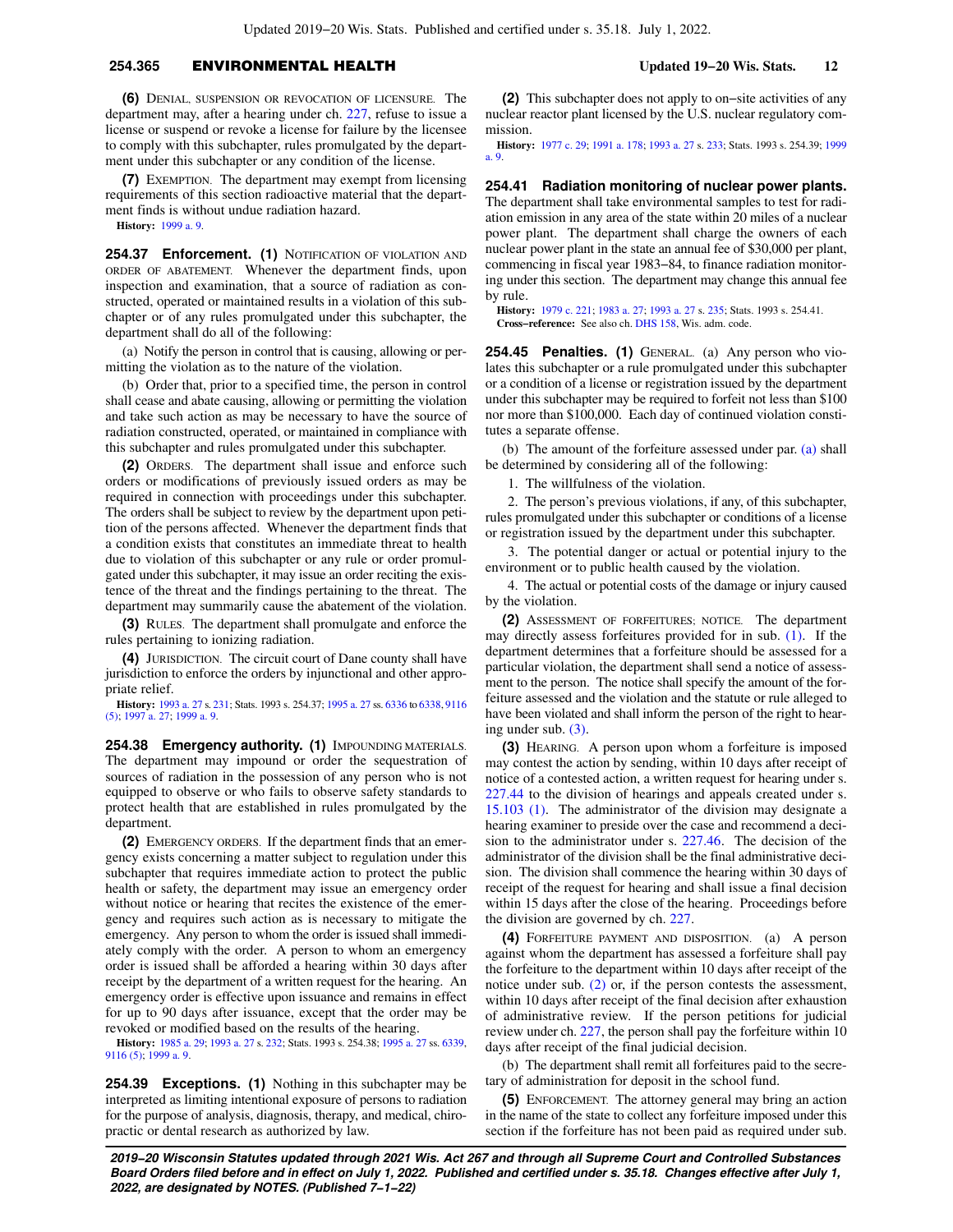**(6)** Denial, suspension or revocation of licensure. The department may, after a hearing under ch. 227, refuse to issue a license or suspend or revoke a license for failure by the licensee to comply with this subchapter, rules promulgated by the department under this subchapter or any condition of the license.

**(7)** Exemption. The department may exempt from licensing requirements of this section radioactive material that the department finds is without undue radiation hazard.

**History:** 1999 a. 9.

**254.37 Enforcement. (1)** Notification of violation and order of abatement. Whenever the department finds, upon inspection and examination, that a source of radiation as constructed, operated or maintained results in a violation of this subchapter or of any rules promulgated under this subchapter, the department shall do all of the following:

(a) Notify the person in control that is causing, allowing or permitting the violation as to the nature of the violation.

(b) Order that, prior to a specified time, the person in control shall cease and abate causing, allowing or permitting the violation and take such action as may be necessary to have the source of radiation constructed, operated, or maintained in compliance with this subchapter and rules promulgated under this subchapter.

**(2)** Orders. The department shall issue and enforce such orders or modifications of previously issued orders as may be required in connection with proceedings under this subchapter. The orders shall be subject to review by the department upon petition of the persons affected. Whenever the department finds that a condition exists that constitutes an immediate threat to health due to violation of this subchapter or any rule or order promulgated under this subchapter, it may issue an order reciting the existence of the threat and the findings pertaining to the threat. The department may summarily cause the abatement of the violation.

**(3)** Rules. The department shall promulgate and enforce the rules pertaining to ionizing radiation.

**(4)** Jurisdiction. The circuit court of Dane county shall have jurisdiction to enforce the orders by injunctional and other appropriate relief.

**History:** 1993 a. 27 s. 231; Stats. 1993 s. 254.37; 1995 a. 27 ss. 6336 to 6338, 9116 (5); 1997 a. 27; 1999 a. 9.

**254.38 Emergency authority. (1)** Impounding materials. The department may impound or order the sequestration of sources of radiation in the possession of any person who is not equipped to observe or who fails to observe safety standards to protect health that are established in rules promulgated by the department.

**(2)** Emergency orders. If the department finds that an emergency exists concerning a matter subject to regulation under this subchapter that requires immediate action to protect the public health or safety, the department may issue an emergency order without notice or hearing that recites the existence of the emergency and requires such action as is necessary to mitigate the emergency. Any person to whom the order is issued shall immediately comply with the order. A person to whom an emergency order is issued shall be afforded a hearing within 30 days after receipt by the department of a written request for the hearing. An emergency order is effective upon issuance and remains in effect for up to 90 days after issuance, except that the order may be revoked or modified based on the results of the hearing.

**History:** 1985 a. 29; 1993 a. 27 s. 232; Stats. 1993 s. 254.38; 1995 a. 27 ss. 6339, 9116 (5); 1999 a. 9.

**254.39 Exceptions. (1)** Nothing in this subchapter may be interpreted as limiting intentional exposure of persons to radiation for the purpose of analysis, diagnosis, therapy, and medical, chiropractic or dental research as authorized by law.

**(2)** This subchapter does not apply to on−site activities of any nuclear reactor plant licensed by the U.S. nuclear regulatory commission.

**History:** 1977 c. 29; 1991 a. 178; 1993 a. 27 s. 233; Stats. 1993 s. 254.39; 1999 a. 9.

**254.41 Radiation monitoring of nuclear power plants.** The department shall take environmental samples to test for radiation emission in any area of the state within 20 miles of a nuclear power plant. The department shall charge the owners of each nuclear power plant in the state an annual fee of $30,000 per plant, commencing in fiscal year 1983−84, to finance radiation monitoring under this section. The department may change this annual fee by rule.

**History:** 1979 c. 221; 1983 a. 27; 1993 a. 27 s. 235; Stats. 1993 s. 254.41.

**Cross−reference:** See also ch. DHS 158, Wis. adm. code.

**254.45 Penalties. (1)** General. (a) Any person who violates this subchapter or a rule promulgated under this subchapter or a condition of a license or registration issued by the department under this subchapter may be required to forfeit not less than $100 nor more than $100,000. Each day of continued violation constitutes a separate offense.

(b) The amount of the forfeiture assessed under par. (a) shall be determined by considering all of the following:

1. The willfulness of the violation.

2. The person's previous violations, if any, of this subchapter, rules promulgated under this subchapter or conditions of a license or registration issued by the department under this subchapter.

3. The potential danger or actual or potential injury to the environment or to public health caused by the violation.

4. The actual or potential costs of the damage or injury caused by the violation.

**(2)** Assessment of forfeitures; notice. The department may directly assess forfeitures provided for in sub. (1). If the department determines that a forfeiture should be assessed for a particular violation, the department shall send a notice of assessment to the person. The notice shall specify the amount of the forfeiture assessed and the violation and the statute or rule alleged to have been violated and shall inform the person of the right to hearing under sub. (3).

**(3)** Hearing. A person upon whom a forfeiture is imposed may contest the action by sending, within 10 days after receipt of notice of a contested action, a written request for hearing under s. 227.44 to the division of hearings and appeals created under s. 15.103 (1). The administrator of the division may designate a hearing examiner to preside over the case and recommend a decision to the administrator under s. 227.46. The decision of the administrator of the division shall be the final administrative decision. The division shall commence the hearing within 30 days of receipt of the request for hearing and shall issue a final decision within 15 days after the close of the hearing. Proceedings before the division are governed by ch. 227.

**(4)** Forfeiture payment and disposition. (a) A person against whom the department has assessed a forfeiture shall pay the forfeiture to the department within 10 days after receipt of the notice under sub. (2) or, if the person contests the assessment, within 10 days after receipt of the final decision after exhaustion of administrative review. If the person petitions for judicial review under ch. 227, the person shall pay the forfeiture within 10 days after receipt of the final judicial decision.

(b) The department shall remit all forfeitures paid to the secretary of administration for deposit in the school fund.

**(5)** Enforcement. The attorney general may bring an action in the name of the state to collect any forfeiture imposed under this section if the forfeiture has not been paid as required under sub.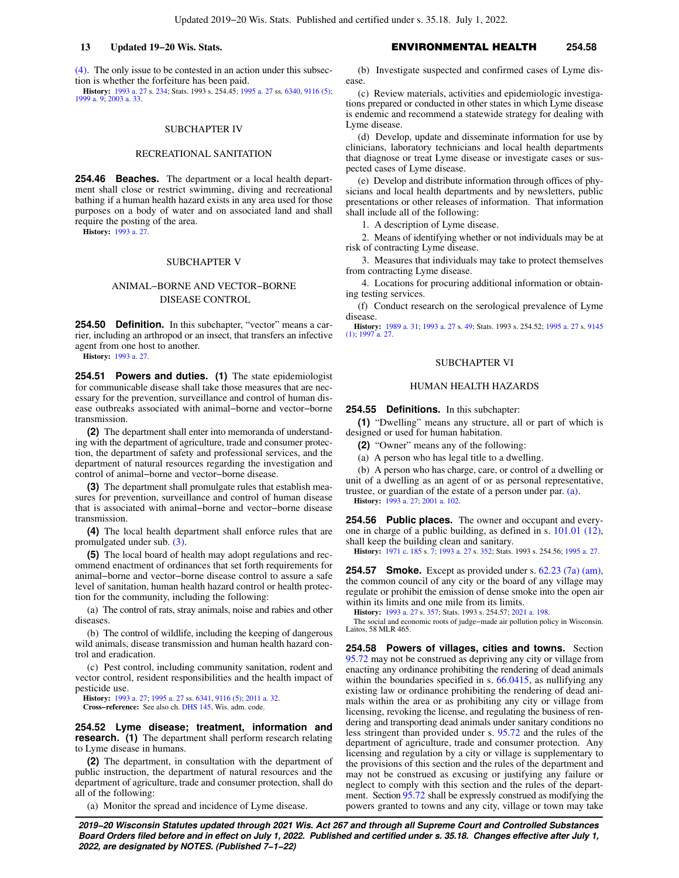(4). The only issue to be contested in an action under this subsection is whether the forfeiture has been paid.

**History:** 1993 a. 27 s. 234; Stats. 1993 s. 254.45; 1995 a. 27 ss. 6340, 9116 (5); 1999 a. 9; 2003 a. 33.

## SUBCHAPTER IV

## RECREATIONAL SANITATION

**254.46 Beaches.** The department or a local health department shall close or restrict swimming, diving and recreational bathing if a human health hazard exists in any area used for those purposes on a body of water and on associated land and shall require the posting of the area.

**History:** 1993 a. 27.

## SUBCHAPTER V

## ANIMAL−BORNE AND VECTOR−BORNE DISEASE CONTROL

**254.50 Definition.** In this subchapter, "vector" means a carrier, including an arthropod or an insect, that transfers an infective agent from one host to another.

**History:** 1993 a. 27.

**254.51 Powers and duties. (1)** The state epidemiologist for communicable disease shall take those measures that are necessary for the prevention, surveillance and control of human disease outbreaks associated with animal−borne and vector−borne transmission.

**(2)** The department shall enter into memoranda of understanding with the department of agriculture, trade and consumer protection, the department of safety and professional services, and the department of natural resources regarding the investigation and control of animal−borne and vector−borne disease.

**(3)** The department shall promulgate rules that establish measures for prevention, surveillance and control of human disease that is associated with animal−borne and vector−borne disease transmission.

**(4)** The local health department shall enforce rules that are promulgated under sub. (3).

**(5)** The local board of health may adopt regulations and recommend enactment of ordinances that set forth requirements for animal−borne and vector−borne disease control to assure a safe level of sanitation, human health hazard control or health protection for the community, including the following:

(a) The control of rats, stray animals, noise and rabies and other diseases.

(b) The control of wildlife, including the keeping of dangerous wild animals, disease transmission and human health hazard control and eradication.

(c) Pest control, including community sanitation, rodent and vector control, resident responsibilities and the health impact of pesticide use.

**History:** 1993 a. 27; 1995 a. 27 ss. 6341, 9116 (5); 2011 a. 32.

**Cross−reference:** See also ch. DHS 145, Wis. adm. code.

**254.52 Lyme disease; treatment, information and research. (1)** The department shall perform research relating to Lyme disease in humans.

**(2)** The department, in consultation with the department of public instruction, the department of natural resources and the department of agriculture, trade and consumer protection, shall do all of the following:

(a) Monitor the spread and incidence of Lyme disease.

(b) Investigate suspected and confirmed cases of Lyme disease.

(c) Review materials, activities and epidemiologic investigations prepared or conducted in other states in which Lyme disease is endemic and recommend a statewide strategy for dealing with Lyme disease.

(d) Develop, update and disseminate information for use by clinicians, laboratory technicians and local health departments that diagnose or treat Lyme disease or investigate cases or suspected cases of Lyme disease.

(e) Develop and distribute information through offices of physicians and local health departments and by newsletters, public presentations or other releases of information. That information shall include all of the following:

1. A description of Lyme disease.

2. Means of identifying whether or not individuals may be at risk of contracting Lyme disease.

3. Measures that individuals may take to protect themselves from contracting Lyme disease.

4. Locations for procuring additional information or obtaining testing services.

(f) Conduct research on the serological prevalence of Lyme disease.

**History:** 1989 a. 31; 1993 a. 27 s. 49; Stats. 1993 s. 254.52; 1995 a. 27 s. 9145 (1); 1997 a. 27.

## SUBCHAPTER VI

## HUMAN HEALTH HAZARDS

**254.55 Definitions.** In this subchapter:

**(1)** "Dwelling" means any structure, all or part of which is designed or used for human habitation.

**(2)** "Owner" means any of the following:

(a) A person who has legal title to a dwelling.

(b) A person who has charge, care, or control of a dwelling or unit of a dwelling as an agent of or as personal representative, trustee, or guardian of the estate of a person under par. (a).

**History:** 1993 a. 27; 2001 a. 102.

**254.56 Public places.** The owner and occupant and everyone in charge of a public building, as defined in s. 101.01 (12), shall keep the building clean and sanitary.

**History:** 1971 c. 185 s. 7; 1993 a. 27 s. 352; Stats. 1993 s. 254.56; 1995 a. 27.

**254.57 Smoke.** Except as provided under s. 62.23 (7a) (am), the common council of any city or the board of any village may regulate or prohibit the emission of dense smoke into the open air within its limits and one mile from its limits.

**History:** 1993 a. 27 s. 357; Stats. 1993 s. 254.57; 2021 a. 198.

The social and economic roots of judge−made air pollution policy in Wisconsin. Laitos, 58 MLR 465.

**254.58 Powers of villages, cities and towns.** Section 95.72 may not be construed as depriving any city or village from enacting any ordinance prohibiting the rendering of dead animals within the boundaries specified in s. 66.0415, as nullifying any existing law or ordinance prohibiting the rendering of dead animals within the area or as prohibiting any city or village from licensing, revoking the license, and regulating the business of rendering and transporting dead animals under sanitary conditions no less stringent than provided under s. 95.72 and the rules of the department of agriculture, trade and consumer protection. Any licensing and regulation by a city or village is supplementary to the provisions of this section and the rules of the department and may not be construed as excusing or justifying any failure or neglect to comply with this section and the rules of the department. Section 95.72 shall be expressly construed as modifying the powers granted to towns and any city, village or town may take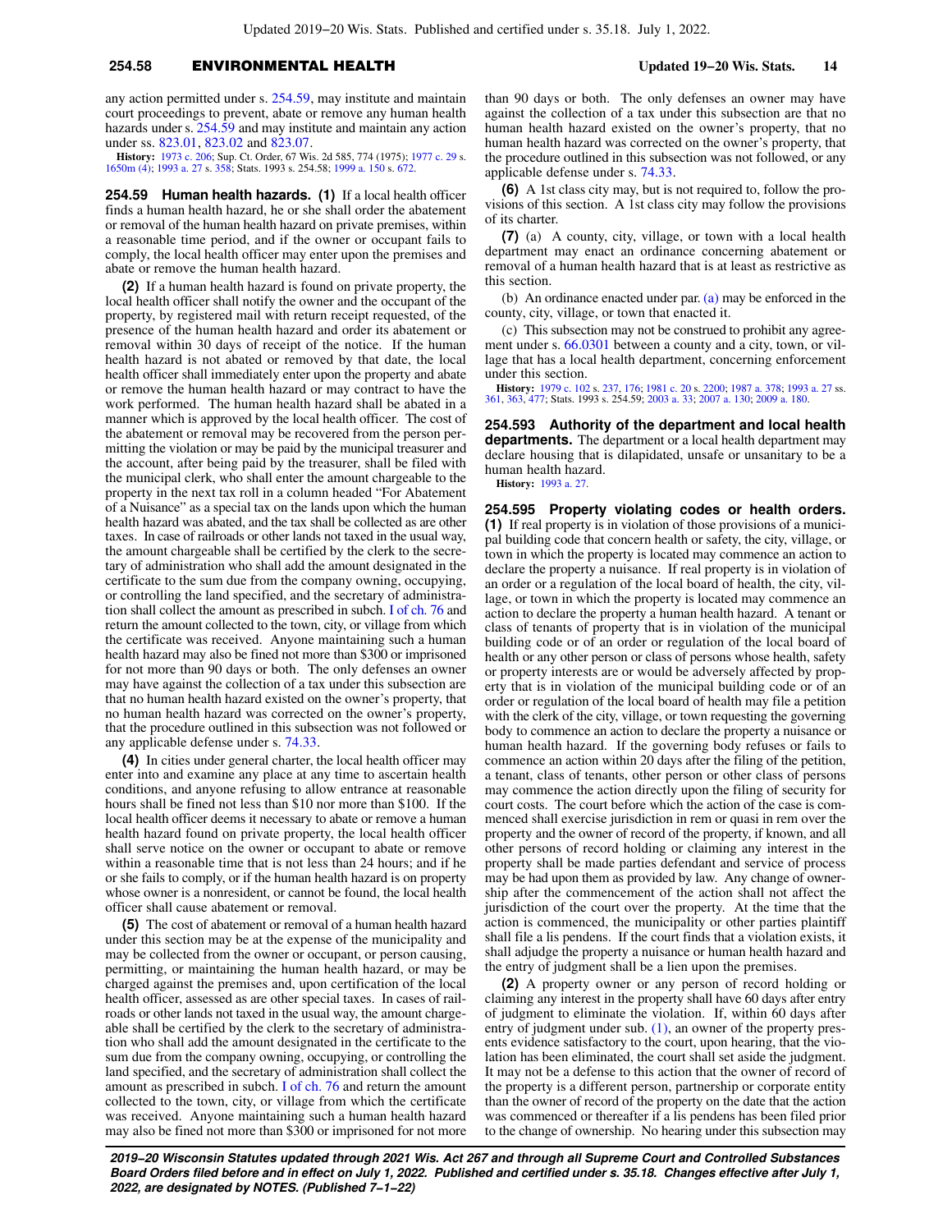any action permitted under s. 254.59, may institute and maintain court proceedings to prevent, abate or remove any human health hazards under s. 254.59 and may institute and maintain any action under ss. 823.01, 823.02 and 823.07.

**History:** 1973 c. 206; Sup. Ct. Order, 67 Wis. 2d 585, 774 (1975); 1977 c. 29 s. 1650m (4); 1993 a. 27 s. 358; Stats. 1993 s. 254.58; 1999 a. 150 s. 672.

**254.59 Human health hazards.** **(1)** If a local health officer finds a human health hazard, he or she shall order the abatement or removal of the human health hazard on private premises, within a reasonable time period, and if the owner or occupant fails to comply, the local health officer may enter upon the premises and abate or remove the human health hazard.

**(2)** If a human health hazard is found on private property, the local health officer shall notify the owner and the occupant of the property, by registered mail with return receipt requested, of the presence of the human health hazard and order its abatement or removal within 30 days of receipt of the notice. If the human health hazard is not abated or removed by that date, the local health officer shall immediately enter upon the property and abate or remove the human health hazard or may contract to have the work performed. The human health hazard shall be abated in a manner which is approved by the local health officer. The cost of the abatement or removal may be recovered from the person permitting the violation or may be paid by the municipal treasurer and the account, after being paid by the treasurer, shall be filed with the municipal clerk, who shall enter the amount chargeable to the property in the next tax roll in a column headed "For Abatement of a Nuisance" as a special tax on the lands upon which the human health hazard was abated, and the tax shall be collected as are other taxes. In case of railroads or other lands not taxed in the usual way, the amount chargeable shall be certified by the clerk to the secretary of administration who shall add the amount designated in the certificate to the sum due from the company owning, occupying, or controlling the land specified, and the secretary of administration shall collect the amount as prescribed in subch. I of ch. 76 and return the amount collected to the town, city, or village from which the certificate was received. Anyone maintaining such a human health hazard may also be fined not more than $300 or imprisoned for not more than 90 days or both. The only defenses an owner may have against the collection of a tax under this subsection are that no human health hazard existed on the owner's property, that no human health hazard was corrected on the owner's property, that the procedure outlined in this subsection was not followed or any applicable defense under s. 74.33.

**(4)** In cities under general charter, the local health officer may enter into and examine any place at any time to ascertain health conditions, and anyone refusing to allow entrance at reasonable hours shall be fined not less than $10 nor more than $100. If the local health officer deems it necessary to abate or remove a human health hazard found on private property, the local health officer shall serve notice on the owner or occupant to abate or remove within a reasonable time that is not less than 24 hours; and if he or she fails to comply, or if the human health hazard is on property whose owner is a nonresident, or cannot be found, the local health officer shall cause abatement or removal.

**(5)** The cost of abatement or removal of a human health hazard under this section may be at the expense of the municipality and may be collected from the owner or occupant, or person causing, permitting, or maintaining the human health hazard, or may be charged against the premises and, upon certification of the local health officer, assessed as are other special taxes. In cases of railroads or other lands not taxed in the usual way, the amount chargeable shall be certified by the clerk to the secretary of administration who shall add the amount designated in the certificate to the sum due from the company owning, occupying, or controlling the land specified, and the secretary of administration shall collect the amount as prescribed in subch. I of ch. 76 and return the amount collected to the town, city, or village from which the certificate was received. Anyone maintaining such a human health hazard may also be fined not more than $300 or imprisoned for not more than 90 days or both. The only defenses an owner may have against the collection of a tax under this subsection are that no human health hazard existed on the owner's property, that no human health hazard was corrected on the owner's property, that the procedure outlined in this subsection was not followed, or any applicable defense under s. 74.33.

**(6)** A 1st class city may, but is not required to, follow the provisions of this section. A 1st class city may follow the provisions of its charter.

**(7)** (a) A county, city, village, or town with a local health department may enact an ordinance concerning abatement or removal of a human health hazard that is at least as restrictive as this section.

(b) An ordinance enacted under par. (a) may be enforced in the county, city, village, or town that enacted it.

(c) This subsection may not be construed to prohibit any agreement under s. 66.0301 between a county and a city, town, or village that has a local health department, concerning enforcement under this section.

**History:** 1979 c. 102 s. 237, 176; 1981 c. 20 s. 2200; 1987 a. 378; 1993 a. 27 ss. 361, 363, 477; Stats. 1993 s. 254.59; 2003 a. 33; 2007 a. 130; 2009 a. 180.

**254.593 Authority of the department and local health departments.** The department or a local health department may declare housing that is dilapidated, unsafe or unsanitary to be a human health hazard.

**History:** 1993 a. 27.

**254.595 Property violating codes or health orders.** **(1)** If real property is in violation of those provisions of a municipal building code that concern health or safety, the city, village, or town in which the property is located may commence an action to declare the property a nuisance. If real property is in violation of an order or a regulation of the local board of health, the city, village, or town in which the property is located may commence an action to declare the property a human health hazard. A tenant or class of tenants of property that is in violation of the municipal building code or of an order or regulation of the local board of health or any other person or class of persons whose health, safety or property interests are or would be adversely affected by property that is in violation of the municipal building code or of an order or regulation of the local board of health may file a petition with the clerk of the city, village, or town requesting the governing body to commence an action to declare the property a nuisance or human health hazard. If the governing body refuses or fails to commence an action within 20 days after the filing of the petition, a tenant, class of tenants, other person or other class of persons may commence the action directly upon the filing of security for court costs. The court before which the action of the case is commenced shall exercise jurisdiction in rem or quasi in rem over the property and the owner of record of the property, if known, and all other persons of record holding or claiming any interest in the property shall be made parties defendant and service of process may be had upon them as provided by law. Any change of ownership after the commencement of the action shall not affect the jurisdiction of the court over the property. At the time that the action is commenced, the municipality or other parties plaintiff shall file a lis pendens. If the court finds that a violation exists, it shall adjudge the property a nuisance or human health hazard and the entry of judgment shall be a lien upon the premises.

**(2)** A property owner or any person of record holding or claiming any interest in the property shall have 60 days after entry of judgment to eliminate the violation. If, within 60 days after entry of judgment under sub. (1), an owner of the property presents evidence satisfactory to the court, upon hearing, that the violation has been eliminated, the court shall set aside the judgment. It may not be a defense to this action that the owner of record of the property is a different person, partnership or corporate entity than the owner of record of the property on the date that the action was commenced or thereafter if a lis pendens has been filed prior to the change of ownership. No hearing under this subsection may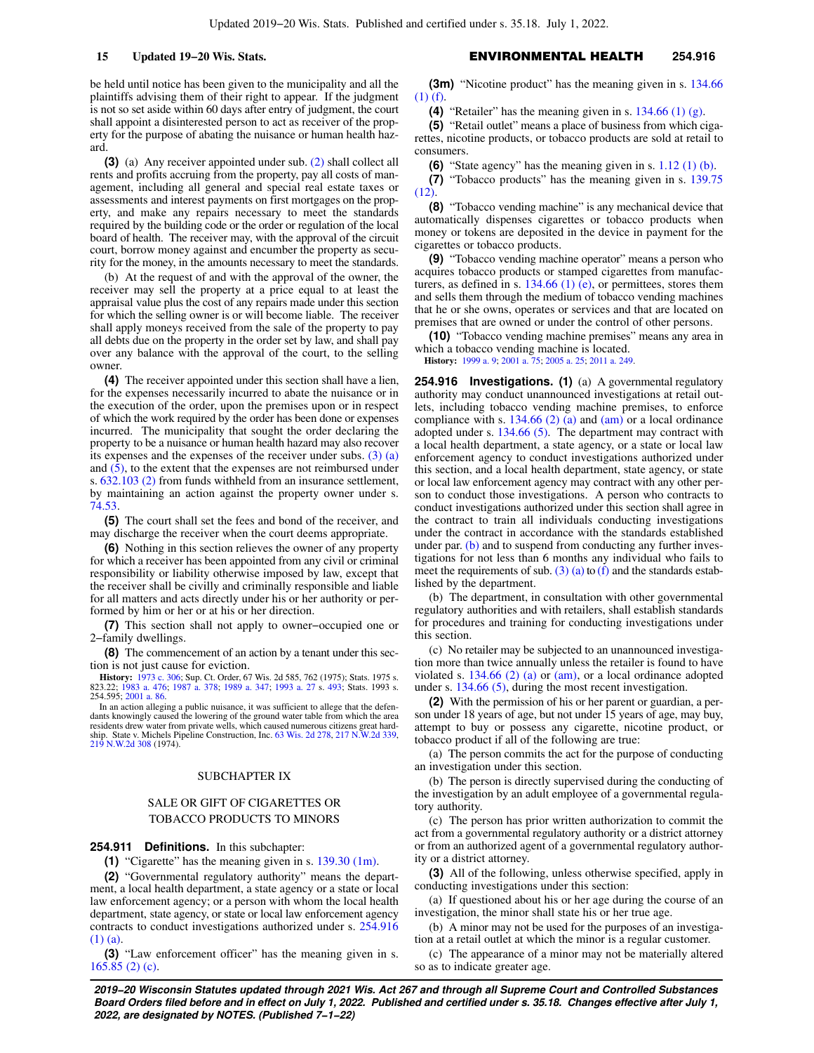be held until notice has been given to the municipality and all the plaintiffs advising them of their right to appear. If the judgment is not so set aside within 60 days after entry of judgment, the court shall appoint a disinterested person to act as receiver of the property for the purpose of abating the nuisance or human health hazard.

**(3)** (a) Any receiver appointed under sub. (2) shall collect all rents and profits accruing from the property, pay all costs of management, including all general and special real estate taxes or assessments and interest payments on first mortgages on the property, and make any repairs necessary to meet the standards required by the building code or the order or regulation of the local board of health. The receiver may, with the approval of the circuit court, borrow money against and encumber the property as security for the money, in the amounts necessary to meet the standards.

(b) At the request of and with the approval of the owner, the receiver may sell the property at a price equal to at least the appraisal value plus the cost of any repairs made under this section for which the selling owner is or will become liable. The receiver shall apply moneys received from the sale of the property to pay all debts due on the property in the order set by law, and shall pay over any balance with the approval of the court, to the selling owner.

**(4)** The receiver appointed under this section shall have a lien, for the expenses necessarily incurred to abate the nuisance or in the execution of the order, upon the premises upon or in respect of which the work required by the order has been done or expenses incurred. The municipality that sought the order declaring the property to be a nuisance or human health hazard may also recover its expenses and the expenses of the receiver under subs. (3) (a) and (5), to the extent that the expenses are not reimbursed under s. 632.103 (2) from funds withheld from an insurance settlement, by maintaining an action against the property owner under s. 74.53.

**(5)** The court shall set the fees and bond of the receiver, and may discharge the receiver when the court deems appropriate.

**(6)** Nothing in this section relieves the owner of any property for which a receiver has been appointed from any civil or criminal responsibility or liability otherwise imposed by law, except that the receiver shall be civilly and criminally responsible and liable for all matters and acts directly under his or her authority or performed by him or her or at his or her direction.

**(7)** This section shall not apply to owner−occupied one or 2−family dwellings.

**(8)** The commencement of an action by a tenant under this section is not just cause for eviction.

**History:** 1973 c. 306; Sup. Ct. Order, 67 Wis. 2d 585, 762 (1975); Stats. 1975 s. 823.22; 1983 a. 476; 1987 a. 378; 1989 a. 347; 1993 a. 27 s. 493; Stats. 1993 s. 254.595; 2001 a. 86.

In an action alleging a public nuisance, it was sufficient to allege that the defendants knowingly caused the lowering of the ground water table from which the area residents drew water from private wells, which caused numerous citizens great hardship. State v. Michels Pipeline Construction, Inc. 63 Wis. 2d 278, 217 N.W.2d 339, 219 N.W.2d 308 (1974).

## SUBCHAPTER IX

## SALE OR GIFT OF CIGARETTES OR TOBACCO PRODUCTS TO MINORS

**254.911 Definitions.** In this subchapter:

**(1)** "Cigarette" has the meaning given in s. 139.30 (1m).

**(2)** "Governmental regulatory authority" means the department, a local health department, a state agency or a state or local law enforcement agency; or a person with whom the local health department, state agency, or state or local law enforcement agency contracts to conduct investigations authorized under s. 254.916 (1) (a).

**(3)** "Law enforcement officer" has the meaning given in s. 165.85 (2) (c).

**(3m)** "Nicotine product" has the meaning given in s. 134.66 (1) (f).

**(4)** "Retailer" has the meaning given in s. 134.66 (1) (g).

**(5)** "Retail outlet" means a place of business from which cigarettes, nicotine products, or tobacco products are sold at retail to consumers.

**(6)** "State agency" has the meaning given in s. 1.12 (1) (b).

**(7)** "Tobacco products" has the meaning given in s. 139.75 (12).

**(8)** "Tobacco vending machine" is any mechanical device that automatically dispenses cigarettes or tobacco products when money or tokens are deposited in the device in payment for the cigarettes or tobacco products.

**(9)** "Tobacco vending machine operator" means a person who acquires tobacco products or stamped cigarettes from manufacturers, as defined in s. 134.66 (1) (e), or permittees, stores them and sells them through the medium of tobacco vending machines that he or she owns, operates or services and that are located on premises that are owned or under the control of other persons.

**(10)** "Tobacco machine premises" means any area in which a tobacco vending machine is located.

**History:** 1999 a. 9; 2001 a. 75; 2005 a. 25; 2011 a. 249.

**254.916 Investigations.** **(1)** (a) A governmental regulatory authority may conduct unannounced investigations at retail outlets, including tobacco vending machine premises, to enforce compliance with s. 134.66 (2) (a) and (am) or a local ordinance adopted under s. 134.66 (5). The department may contract with a local health department, a state agency, or a state or local law enforcement agency to conduct investigations authorized under this section, and a local health department, state agency, or state or local law enforcement agency may contract with any other person to conduct those investigations. A person who contracts to conduct investigations authorized under this section shall agree in the contract to train all individuals conducting investigations under the contract in accordance with the standards established under par. (b) and to suspend from conducting any further investigations for not less than 6 months any individual who fails to meet the requirements of sub. (3) (a) to (f) and the standards established by the department.

(b) The department, in consultation with other governmental regulatory authorities and with retailers, shall establish standards for procedures and training for conducting investigations under this section.

(c) No retailer may be subjected to an unannounced investigation more than twice annually unless the retailer is found to have violated s. 134.66 (2) (a) or (am), or a local ordinance adopted under s. 134.66 (5), during the most recent investigation.

**(2)** With the permission of his or her parent or guardian, a person under 18 years of age, but not under 15 years of age, may buy, attempt to buy or possess any cigarette, nicotine product, or tobacco product if all of the following are true:

(a) The person commits the act for the purpose of conducting an investigation under this section.

(b) The person is directly supervised during the conducting of the investigation by an adult employee of a governmental regulatory authority.

(c) The person has prior written authorization to commit the act from a governmental regulatory authority or a district attorney or from an authorized agent of a governmental regulatory authority or a district attorney.

**(3)** All of the following, unless otherwise specified, apply in conducting investigations under this section:

(a) If questioned about his or her age during the course of an investigation, the minor shall state his or her true age.

(b) A minor may not be used for the purposes of an investigation at a retail outlet at which the minor is a regular customer.

(c) The appearance of a minor may not be materially altered so as to indicate greater age.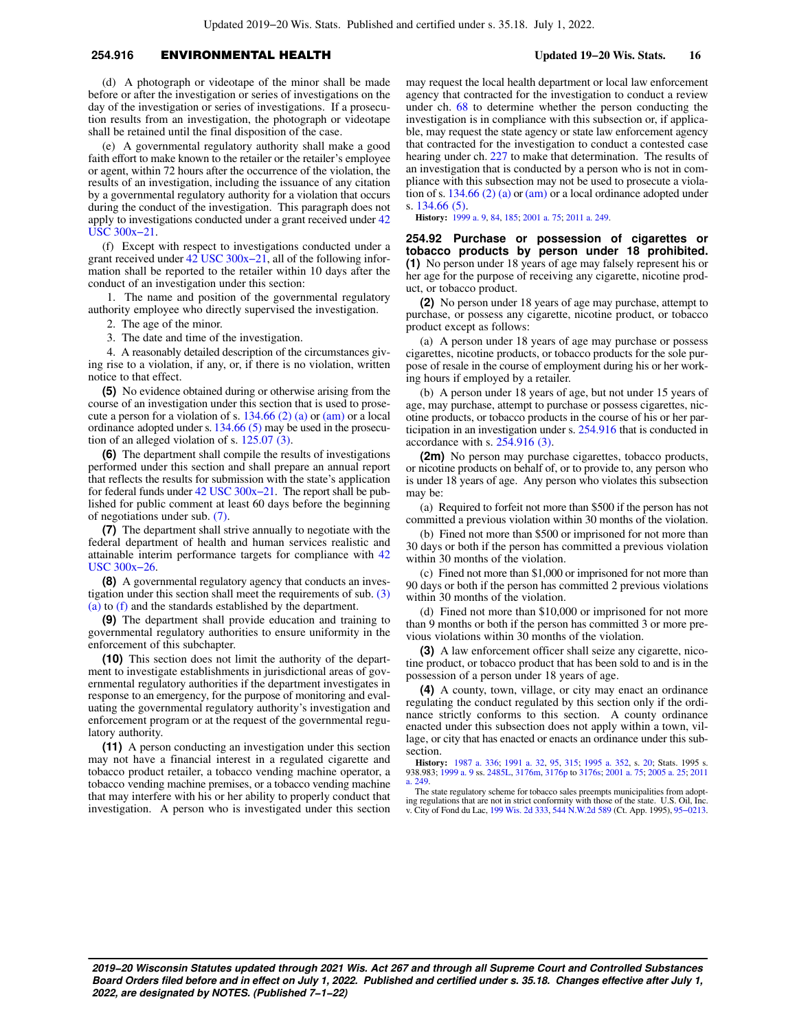(d) A photograph or videotape of the minor shall be made before or after the investigation or series of investigations on the day of the investigation or series of investigations. If a prosecution results from an investigation, the photograph or videotape shall be retained until the final disposition of the case.

(e) A governmental regulatory authority shall make a good faith effort to make known to the retailer or the retailer's employee or agent, within 72 hours after the occurrence of the violation, the results of an investigation, including the issuance of any citation by a governmental regulatory authority for a violation that occurs during the conduct of the investigation. This paragraph does not apply to investigations conducted under a grant received under 42 USC 300x−21.

(f) Except with respect to investigations conducted under a grant received under 42 USC 300x−21, all of the following information shall be reported to the retailer within 10 days after the conduct of an investigation under this section:

1. The name and position of the governmental regulatory authority employee who directly supervised the investigation.

2. The age of the minor.

3. The date and time of the investigation.

4. A reasonably detailed description of the circumstances giving rise to a violation, if any, or, if there is no violation, written notice to that effect.

**(5)** No evidence obtained during or otherwise arising from the course of an investigation under this section that is used to prosecute a person for a violation of s. 134.66 (2) (a) or (am) or a local ordinance adopted under s. 134.66 (5) may be used in the prosecution of an alleged violation of s. 125.07 (3).

**(6)** The department shall compile the results of investigations performed under this section and shall prepare an annual report that reflects the results for submission with the state's application for federal funds under 42 USC 300x−21. The report shall be published for public comment at least 60 days before the beginning of negotiations under sub. (7).

**(7)** The department shall strive annually to negotiate with the federal department of health and human services realistic and attainable interim performance targets for compliance with 42 USC 300x−26.

**(8)** A governmental regulatory agency that conducts an investigation under this section shall meet the requirements of sub. (3) (a) to (f) and the standards established by the department.

**(9)** The department shall provide education and training to governmental regulatory authorities to ensure uniformity in the enforcement of this subchapter.

**(10)** This section does not limit the authority of the department to investigate establishments in jurisdictional areas of governmental regulatory authorities if the department investigates in response to an emergency, for the purpose of monitoring and evaluating the governmental regulatory authority's investigation and enforcement program or at the request of the governmental regulatory authority.

**(11)** A person conducting an investigation under this section may not have a financial interest in a regulated cigarette and tobacco product retailer, a tobacco vending machine operator, a tobacco vending machine premises, or a tobacco vending machine that may interfere with his or her ability to properly conduct that investigation. A person who is investigated under this section may request the local health department or local law enforcement agency that contracted for the investigation to conduct a review under ch. 68 to determine whether the person conducting the investigation is in compliance with this subsection or, if applicable, may request the state agency or state law enforcement agency that contracted for the investigation to conduct a contested case hearing under ch. 227 to make that determination. The results of an investigation that is conducted by a person who is not in compliance with this subsection may not be used to prosecute a violation of s. 134.66 (2) (a) or (am) or a local ordinance adopted under s. 134.66 (5).

**History:** 1999 a. 9, 84, 185; 2001 a. 75; 2011 a. 249.

## 254.92 Purchase or possession of cigarettes or tobacco products by person under 18 prohibited.

**(1)** No person under 18 years of age may falsely represent his or her age for the purpose of receiving any cigarette, nicotine product, or tobacco product.

**(2)** No person under 18 years of age may purchase, attempt to purchase, or possess any cigarette, nicotine product, or tobacco product except as follows:

(a) A person under 18 years of age may purchase or possess cigarettes, nicotine products, or tobacco products for the sole purpose of resale in the course of employment during his or her working hours if employed by a retailer.

(b) A person under 18 years of age, but not under 15 years of age, may purchase, attempt to purchase or possess cigarettes, nicotine products, or tobacco products in the course of his or her participation in an investigation under s. 254.916 that is conducted in accordance with s. 254.916 (3).

**(2m)** No person may purchase cigarettes, tobacco products, or nicotine products on behalf of, or to provide to, any person who is under 18 years of age. Any person who violates this subsection may be:

(a) Required to forfeit not more than $500 if the person has not committed a previous violation within 30 months of the violation.

(b) Fined not more than $500 or imprisoned for not more than 30 days or both if the person has committed a previous violation within 30 months of the violation.

(c) Fined not more than $1,000 or imprisoned for not more than 90 days or both if the person has committed 2 previous violations within 30 months of the violation.

(d) Fined not more than $10,000 or imprisoned for not more than 9 months or both if the person has committed 3 or more previous violations within 30 months of the violation.

**(3)** A law enforcement officer shall seize any cigarette, nicotine product, or tobacco product that has been sold to and is in the possession of a person under 18 years of age.

**(4)** A county, town, village, or city may enact an ordinance regulating the conduct regulated by this section only if the ordinance strictly conforms to this section. A county ordinance enacted under this subsection does not apply within a town, village, or city that has enacted or enacts an ordinance under this subsection.

**History:** 1987 a. 336; 1991 a. 32, 95, 315; 1995 a. 352, s. 20; Stats. 1995 s. 938.983; 1999 a. 9 ss. 2485L, 3176m, 3176p to 3176s; 2001 a. 75; 2005 a. 25; 2011 a. 249.

The state regulatory scheme for tobacco sales preempts municipalities from adopting regulations that are not in strict conformity with those of the state. U.S. Oil, Inc. v. City of Fond du Lac, 199 Wis. 2d 333, 544 N.W.2d 589 (Ct. App. 1995), 95−0213.